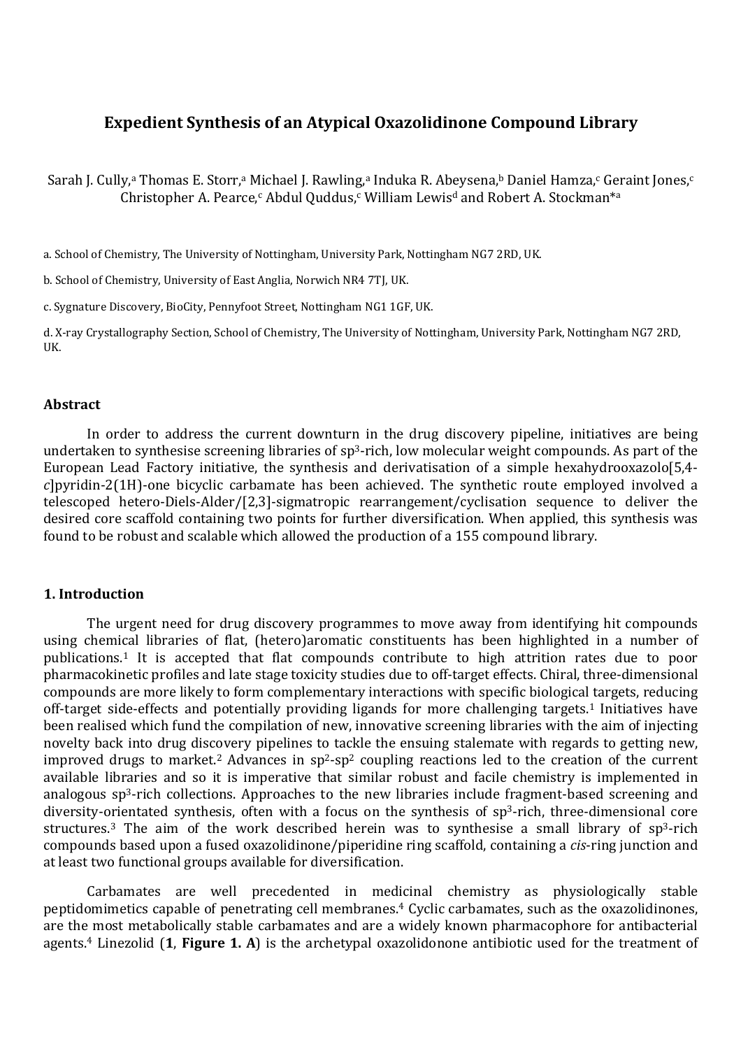# Expedient Synthesis of an Atypical Oxazolidinone Compound Library

Sarah J. Cully,[a] Thomas E. Storr,[a] Michael J. Rawling,[a] Induka R. Abeysena,[b] Daniel Hamza,[c] Geraint Jones,[c] Christopher A. Pearce,[c] Abdul Quddus,[c] William Lewis[d] and Robert A. Stockman*[a]

a. School of Chemistry, The University of Nottingham, University Park, Nottingham NG7 2RD, UK.

b. School of Chemistry, University of East Anglia, Norwich NR4 7TJ, UK.

c. Sygnature Discovery, BioCity, Pennyfoot Street, Nottingham NG1 1GF, UK.

d. X-ray Crystallography Section, School of Chemistry, The University of Nottingham, University Park, Nottingham NG7 2RD, UK.

### Abstract

In order to address the current downturn in the drug discovery pipeline, initiatives are being undertaken to synthesise screening libraries of $sp^3$-rich, low molecular weight compounds. As part of the European Lead Factory initiative, the synthesis and derivatisation of a simple hexahydrooxazolo[5,4-*c*]pyridin-2(1H)-one bicyclic carbamate has been achieved. The synthetic route employed involved a telescoped hetero-Diels-Alder/[2,3]-sigmatropic rearrangement/cyclisation sequence to deliver the desired core scaffold containing two points for further diversification. When applied, this synthesis was found to be robust and scalable which allowed the production of a 155 compound library.

### 1. Introduction

The urgent need for drug discovery programmes to move away from identifying hit compounds using chemical libraries of flat, (hetero)aromatic constituents has been highlighted in a number of publications.[1] It is accepted that flat compounds contribute to high attrition rates due to poor pharmacokinetic profiles and late stage toxicity studies due to off-target effects. Chiral, three-dimensional compounds are more likely to form complementary interactions with specific biological targets, reducing off-target side-effects and potentially providing ligands for more challenging targets.[1] Initiatives have been realised which fund the compilation of new, innovative screening libraries with the aim of injecting novelty back into drug discovery pipelines to tackle the ensuing stalemate with regards to getting new, improved drugs to market.[2] Advances in $sp^2$-$sp^2$ coupling reactions led to the creation of the current available libraries and so it is imperative that similar robust and facile chemistry is implemented in analogous $sp^3$-rich collections. Approaches to the new libraries include fragment-based screening and diversity-orientated synthesis, often with a focus on the synthesis of $sp^3$-rich, three-dimensional core structures.[3] The aim of the work described herein was to synthesise a small library of $sp^3$-rich compounds based upon a fused oxazolidinone/piperidine ring scaffold, containing a *cis*-ring junction and at least two functional groups available for diversification.

Carbamates are well precedented in medicinal chemistry as physiologically stable peptidomimetics capable of penetrating cell membranes.[4] Cyclic carbamates, such as the oxazolidinones, are the most metabolically stable carbamates and are a widely known pharmacophore for antibacterial agents.[4] Linezolid (**1**, **Figure 1. A**) is the archetypal oxazolidonone antibiotic used for the treatment of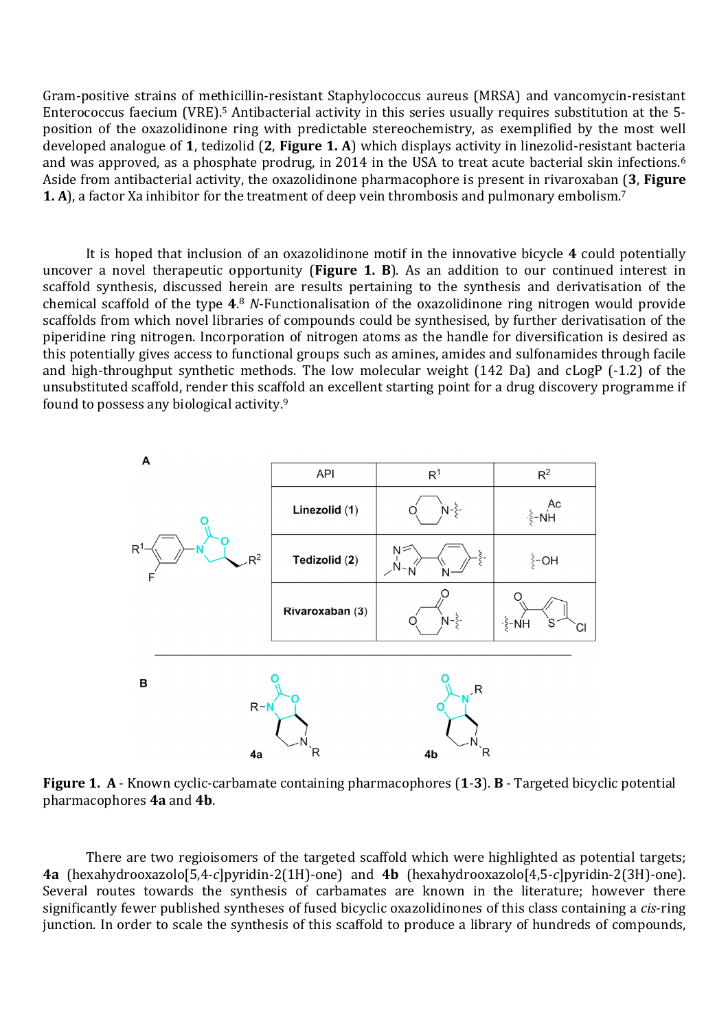Gram-positive strains of methicillin-resistant Staphylococcus aureus (MRSA) and vancomycin-resistant Enterococcus faecium (VRE).[5] Antibacterial activity in this series usually requires substitution at the 5-position of the oxazolidinone ring with predictable stereochemistry, as exemplified by the most well developed analogue of **1**, tedizolid (**2**, **Figure 1. A**) which displays activity in linezolid-resistant bacteria and was approved, as a phosphate prodrug, in 2014 in the USA to treat acute bacterial skin infections.[6] Aside from antibacterial activity, the oxazolidinone pharmacophore is present in rivaroxaban (**3**, **Figure 1. A**), a factor Xa inhibitor for the treatment of deep vein thrombosis and pulmonary embolism.[7]

It is hoped that inclusion of an oxazolidinone motif in the innovative bicycle **4** could potentially uncover a novel therapeutic opportunity (**Figure 1. B**). As an addition to our continued interest in scaffold synthesis, discussed herein are results pertaining to the synthesis and derivatisation of the chemical scaffold of the type **4**.[8] *N*-Functionalisation of the oxazolidinone ring nitrogen would provide scaffolds from which novel libraries of compounds could be synthesised, by further derivatisation of the piperidine ring nitrogen. Incorporation of nitrogen atoms as the handle for diversification is desired as this potentially gives access to functional groups such as amines, amides and sulfonamides through facile and high-throughput synthetic methods. The low molecular weight (142 Da) and cLogP (-1.2) of the unsubstituted scaffold, render this scaffold an excellent starting point for a drug discovery programme if found to possess any biological activity.[9]

**A**

| API | $R^1$ | $R^2$ |
|---|---|---|
| **Linezolid (1)** | morpholin-4-yl | NHAc |
| **Tedizolid (2)** | 6-(2-methyl-2H-tetrazol-5-yl)pyridin-3-yl | OH |
| **Rivaroxaban (3)** | 3-oxomorpholin-4-yl | NH-C(O)-(5-chlorothiophen-2-yl) |

**B** – **4a**, **4b**

**Figure 1.** **A** - Known cyclic-carbamate containing pharmacophores (**1**-**3**). **B** - Targeted bicyclic potential pharmacophores **4a** and **4b**.

There are two regioisomers of the targeted scaffold which were highlighted as potential targets; **4a** (hexahydrooxazolo[5,4-*c*]pyridin-2(1H)-one) and **4b** (hexahydrooxazolo[4,5-*c*]pyridin-2(3H)-one). Several routes towards the synthesis of carbamates are known in the literature; however there significantly fewer published syntheses of fused bicyclic oxazolidinones of this class containing a *cis*-ring junction. In order to scale the synthesis of this scaffold to produce a library of hundreds of compounds,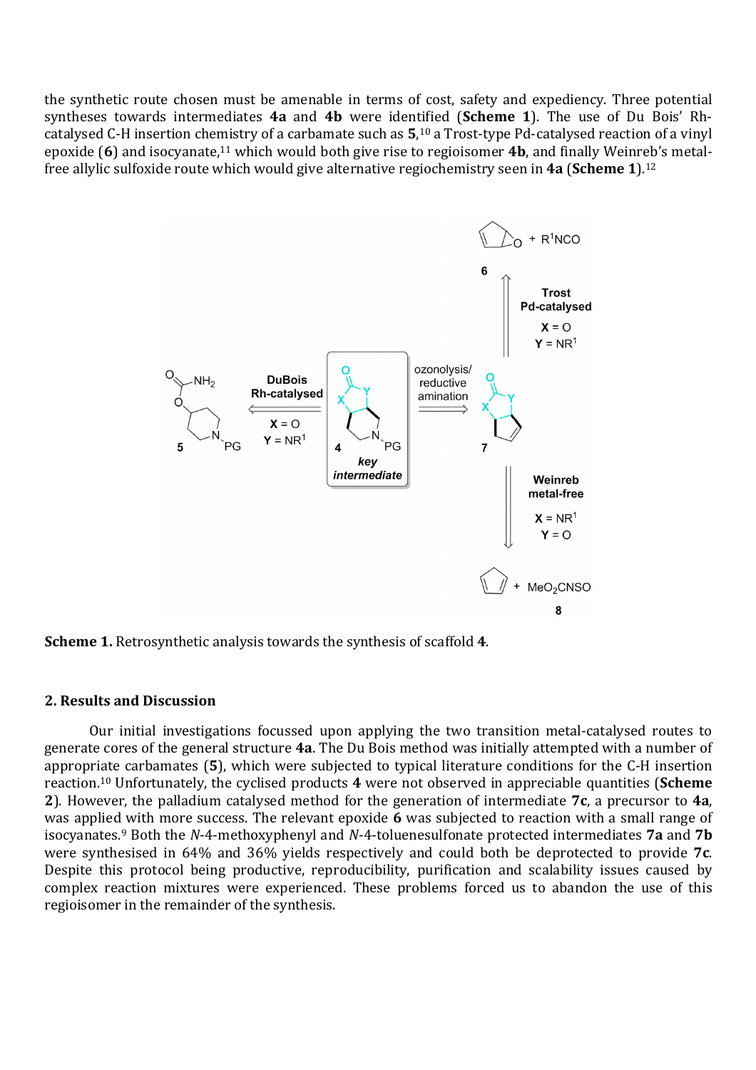the synthetic route chosen must be amenable in terms of cost, safety and expediency. Three potential syntheses towards intermediates **4a** and **4b** were identified (**Scheme 1**). The use of Du Bois' Rh-catalysed C-H insertion chemistry of a carbamate such as **5**,[10] a Trost-type Pd-catalysed reaction of a vinyl epoxide (**6**) and isocyanate,[11] which would both give rise to regioisomer **4b**, and finally Weinreb's metal-free allylic sulfoxide route which would give alternative regiochemistry seen in **4a** (**Scheme 1**).[12]

**Scheme 1.** Retrosynthetic analysis towards the synthesis of scaffold **4**.

## 2. Results and Discussion

Our initial investigations focussed upon applying the two transition metal-catalysed routes to generate cores of the general structure **4a**. The Du Bois method was initially attempted with a number of appropriate carbamates (**5**), which were subjected to typical literature conditions for the C-H insertion reaction.[10] Unfortunately, the cyclised products **4** were not observed in appreciable quantities (**Scheme 2**). However, the palladium catalysed method for the generation of intermediate **7c**, a precursor to **4a**, was applied with more success. The relevant epoxide **6** was subjected to reaction with a small range of isocyanates.[9] Both the *N*-4-methoxyphenyl and *N*-4-toluenesulfonate protected intermediates **7a** and **7b** were synthesised in 64% and 36% yields respectively and could both be deprotected to provide **7c**. Despite this protocol being productive, reproducibility, purification and scalability issues caused by complex reaction mixtures were experienced. These problems forced us to abandon the use of this regioisomer in the remainder of the synthesis.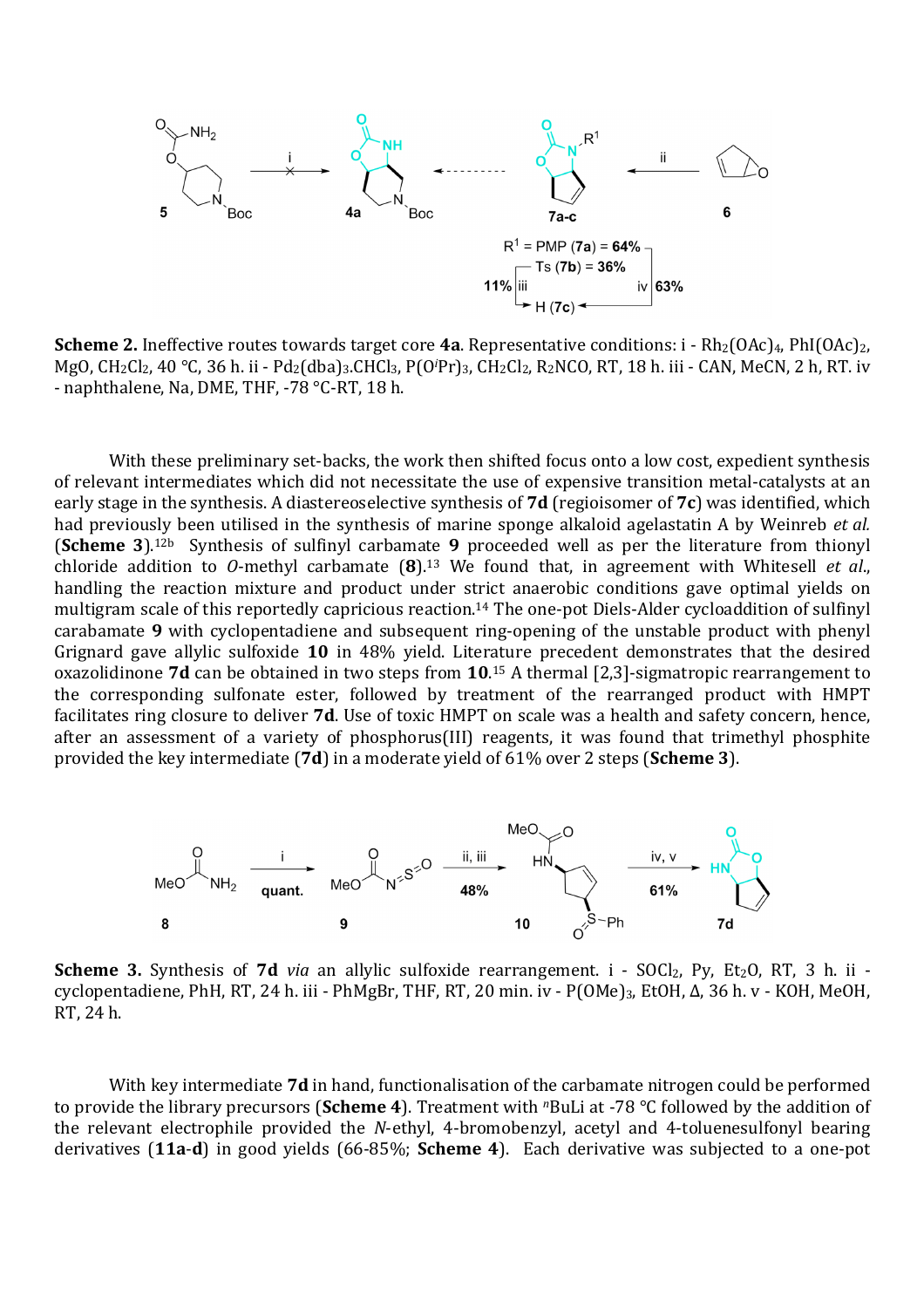**Scheme 2.** Ineffective routes towards target core **4a**. Representative conditions: i - $Rh_2(OAc)_4$, $PhI(OAc)_2$, MgO, $CH_2Cl_2$, 40 °C, 36 h. ii - $Pd_2(dba)_3.CHCl_3$, $P(O^iPr)_3$, $CH_2Cl_2$, $R_2NCO$, RT, 18 h. iii - CAN, MeCN, 2 h, RT. iv - naphthalene, Na, DME, THF, -78 °C-RT, 18 h.

With these preliminary set-backs, the work then shifted focus onto a low cost, expedient synthesis of relevant intermediates which did not necessitate the use of expensive transition metal-catalysts at an early stage in the synthesis. A diastereoselective synthesis of **7d** (regioisomer of **7c**) was identified, which had previously been utilised in the synthesis of marine sponge alkaloid agelastatin A by Weinreb *et al.* (**Scheme 3**).[12b] Synthesis of sulfinyl carbamate **9** proceeded well as per the literature from thionyl chloride addition to *O*-methyl carbamate (**8**).[13] We found that, in agreement with Whitesell *et al.*, handling the reaction mixture and product under strict anaerobic conditions gave optimal yields on multigram scale of this reportedly capricious reaction.[14] The one-pot Diels-Alder cycloaddition of sulfinyl carabamate **9** with cyclopentadiene and subsequent ring-opening of the unstable product with phenyl Grignard gave allylic sulfoxide **10** in 48% yield. Literature precedent demonstrates that the desired oxazolidinone **7d** can be obtained in two steps from **10**.[15] A thermal [2,3]-sigmatropic rearrangement to the corresponding sulfonate ester, followed by treatment of the rearranged product with HMPT facilitates ring closure to deliver **7d**. Use of toxic HMPT on scale was a health and safety concern, hence, after an assessment of a variety of phosphorus(III) reagents, it was found that trimethyl phosphite provided the key intermediate (**7d**) in a moderate yield of 61% over 2 steps (**Scheme 3**).

**Scheme 3.** Synthesis of **7d** *via* an allylic sulfoxide rearrangement. i - $SOCl_2$, Py, $Et_2O$, RT, 3 h. ii - cyclopentadiene, PhH, RT, 24 h. iii - PhMgBr, THF, RT, 20 min. iv - $P(OMe)_3$, EtOH, Δ, 36 h. v - KOH, MeOH, RT, 24 h.

With key intermediate **7d** in hand, functionalisation of the carbamate nitrogen could be performed to provide the library precursors (**Scheme 4**). Treatment with $^n$BuLi at -78 °C followed by the addition of the relevant electrophile provided the *N*-ethyl, 4-bromobenzyl, acetyl and 4-toluenesulfonyl bearing derivatives (**11a-d**) in good yields (66-85%; **Scheme 4**). Each derivative was subjected to a one-pot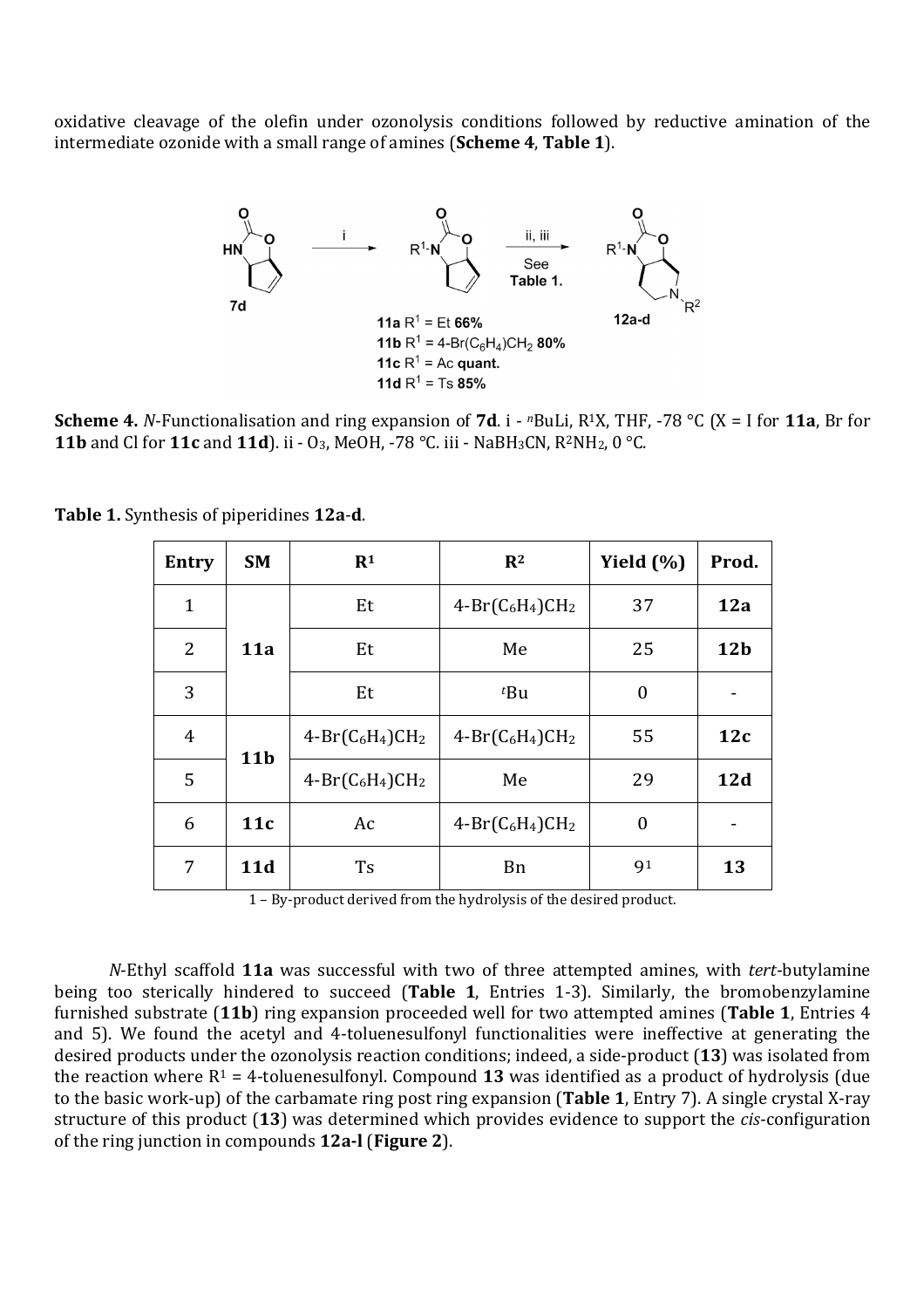oxidative cleavage of the olefin under ozonolysis conditions followed by reductive amination of the intermediate ozonide with a small range of amines (**Scheme 4**, **Table 1**).

**Scheme 4.** *N*-Functionalisation and ring expansion of **7d**. i - $^{n}$BuLi, $R^1X$, THF, -78 °C (X = I for **11a**, Br for **11b** and Cl for **11c** and **11d**). ii - $O_3$, MeOH, -78 °C. iii - $NaBH_3CN$, $R^2NH_2$, 0 °C.

**Table 1.** Synthesis of piperidines **12a**-**d**.

| Entry | SM | $R^1$ | $R^2$ | Yield (%) | Prod. |
|---|---|---|---|---|---|
| 1 | **11a** | Et | 4-Br($C_6H_4$)$CH_2$ | 37 | **12a** |
| 2 | | Et | Me | 25 | **12b** |
| 3 | | Et | $^{t}$Bu | 0 | - |
| 4 | **11b** | 4-Br($C_6H_4$)$CH_2$ | 4-Br($C_6H_4$)$CH_2$ | 55 | **12c** |
| 5 | | 4-Br($C_6H_4$)$CH_2$ | Me | 29 | **12d** |
| 6 | **11c** | Ac | 4-Br($C_6H_4$)$CH_2$ | 0 | - |
| 7 | **11d** | Ts | Bn | 9[1] | **13** |

1 – By-product derived from the hydrolysis of the desired product.

*N*-Ethyl scaffold **11a** was successful with two of three attempted amines, with *tert*-butylamine being too sterically hindered to succeed (**Table 1**, Entries 1-3). Similarly, the bromobenzylamine furnished substrate (**11b**) ring expansion proceeded well for two attempted amines (**Table 1**, Entries 4 and 5). We found the acetyl and 4-toluenesulfonyl functionalities were ineffective at generating the desired products under the ozonolysis reaction conditions; indeed, a side-product (**13**) was isolated from the reaction where $R^1$ = 4-toluenesulfonyl. Compound **13** was identified as a product of hydrolysis (due to the basic work-up) of the carbamate ring post ring expansion (**Table 1**, Entry 7). A single crystal X-ray structure of this product (**13**) was determined which provides evidence to support the *cis*-configuration of the ring junction in compounds **12a-l** (**Figure 2**).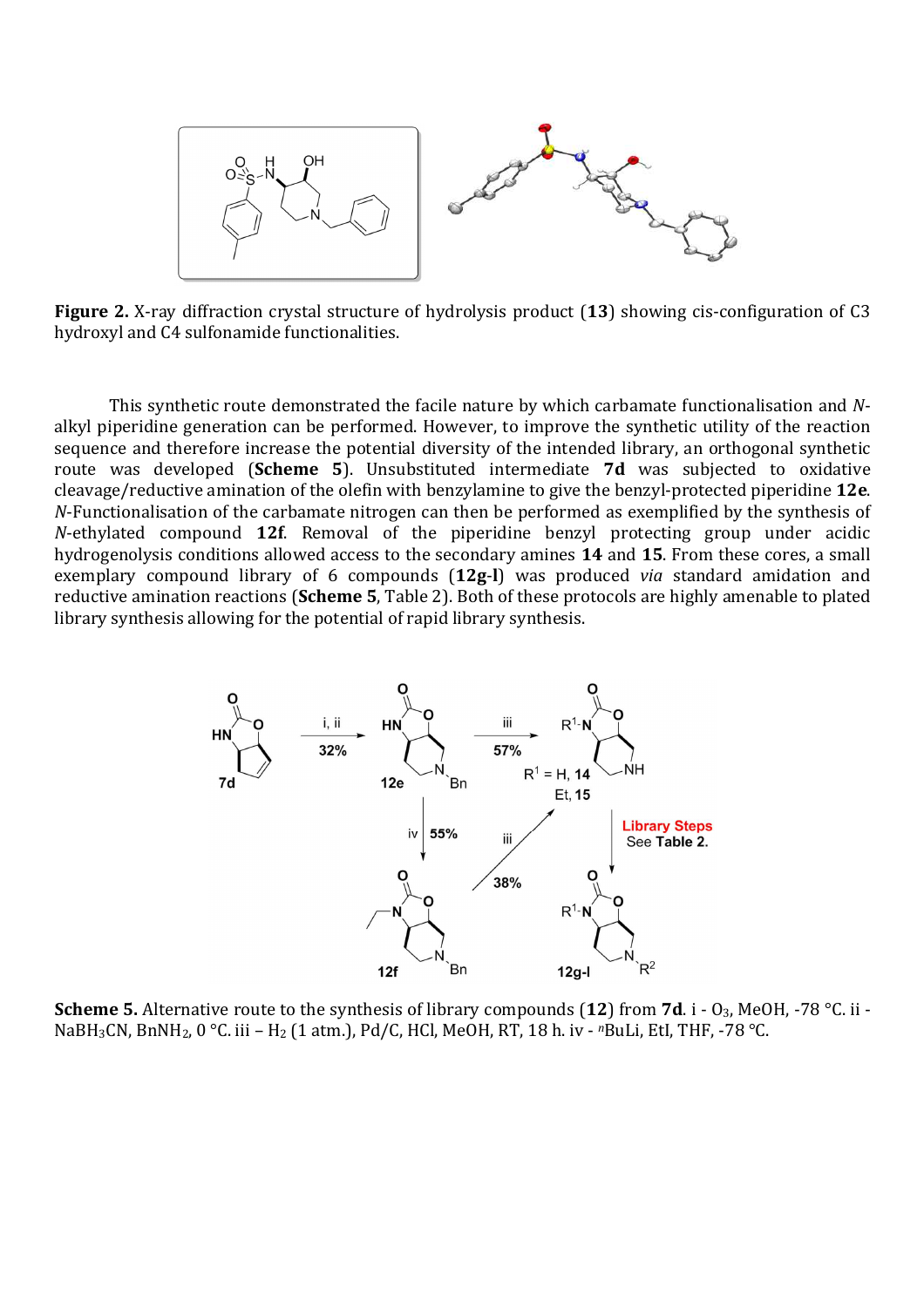**Figure 2.** X-ray diffraction crystal structure of hydrolysis product (**13**) showing cis-configuration of C3 hydroxyl and C4 sulfonamide functionalities.

This synthetic route demonstrated the facile nature by which carbamate functionalisation and *N*-alkyl piperidine generation can be performed. However, to improve the synthetic utility of the reaction sequence and therefore increase the potential diversity of the intended library, an orthogonal synthetic route was developed (**Scheme 5**). Unsubstituted intermediate **7d** was subjected to oxidative cleavage/reductive amination of the olefin with benzylamine to give the benzyl-protected piperidine **12e**. *N*-Functionalisation of the carbamate nitrogen can then be performed as exemplified by the synthesis of *N*-ethylated compound **12f**. Removal of the piperidine benzyl protecting group under acidic hydrogenolysis conditions allowed access to the secondary amines **14** and **15**. From these cores, a small exemplary compound library of 6 compounds (**12g-l**) was produced *via* standard amidation and reductive amination reactions (**Scheme 5**, Table 2). Both of these protocols are highly amenable to plated library synthesis allowing for the potential of rapid library synthesis.

**Scheme 5.** Alternative route to the synthesis of library compounds (**12**) from **7d**. i - $O_3$, MeOH, -78 °C. ii - $NaBH_3CN$, $BnNH_2$, 0 °C. iii – $H_2$ (1 atm.), Pd/C, HCl, MeOH, RT, 18 h. iv - $^{n}$BuLi, EtI, THF, -78 °C.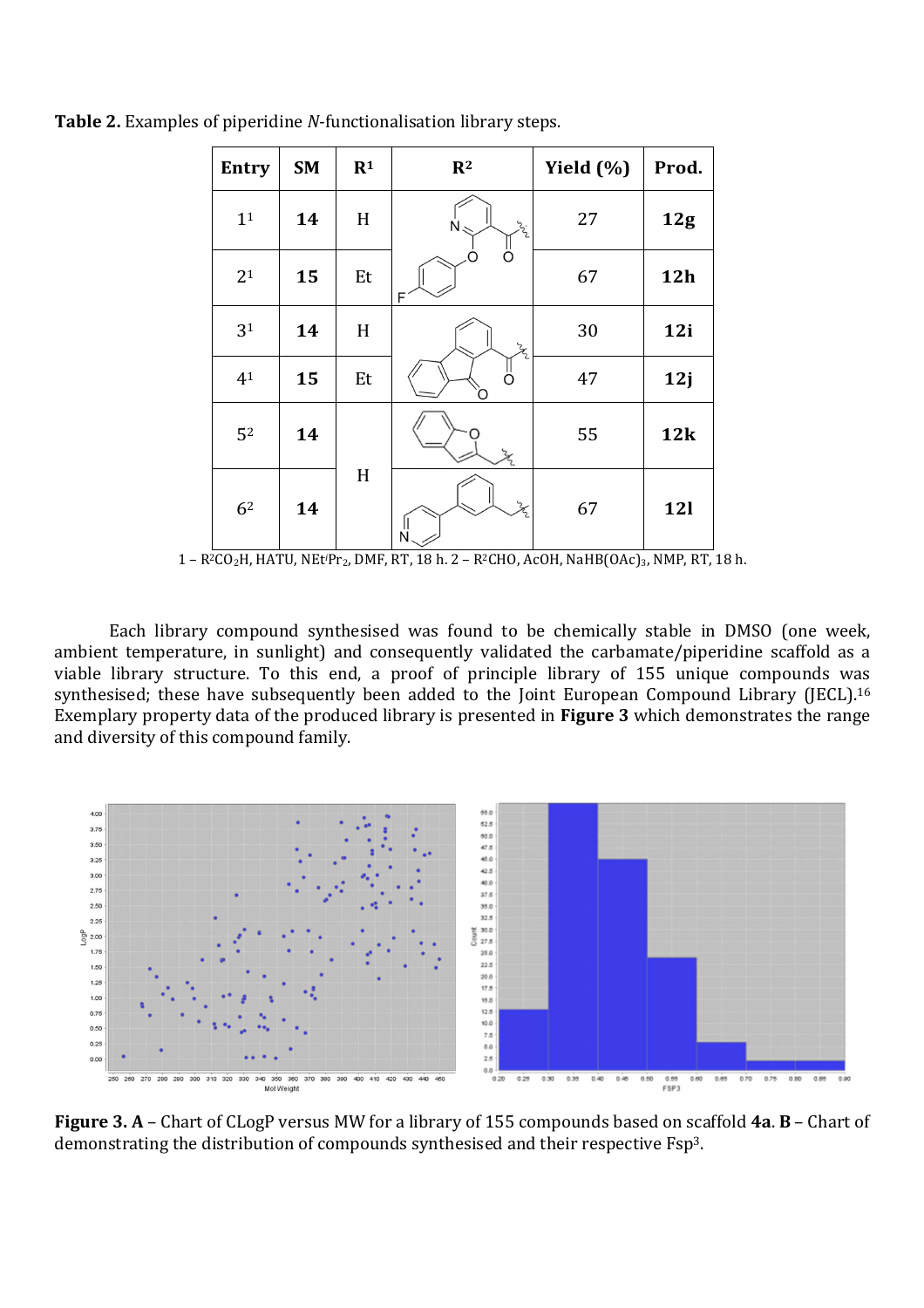**Table 2.** Examples of piperidine *N*-functionalisation library steps.

| Entry | SM | $R^1$ | $R^2$ | Yield (%) | Prod. |
|---|---|---|---|---|---|
| 1[1] | **14** | H | | 27 | **12g** |
| 2[1] | **15** | Et | | 67 | **12h** |
| 3[1] | **14** | H | | 30 | **12i** |
| 4[1] | **15** | Et | | 47 | **12j** |
| 5[2] | **14** | H | | 55 | **12k** |
| 6[2] | **14** | | | 67 | **12l** |

1 – $R^2CO_2H$, HATU, $NEt^iPr_2$, DMF, RT, 18 h. 2 – $R^2CHO$, AcOH, $NaHB(OAc)_3$, NMP, RT, 18 h.

Each library compound synthesised was found to be chemically stable in DMSO (one week, ambient temperature, in sunlight) and consequently validated the carbamate/piperidine scaffold as a viable library structure. To this end, a proof of principle library of 155 unique compounds was synthesised; these have subsequently been added to the Joint European Compound Library (JECL).[16] Exemplary property data of the produced library is presented in **Figure 3** which demonstrates the range and diversity of this compound family.

**Figure 3. A** – Chart of CLogP versus MW for a library of 155 compounds based on scaffold **4a**. **B** – Chart of demonstrating the distribution of compounds synthesised and their respective $Fsp^3$.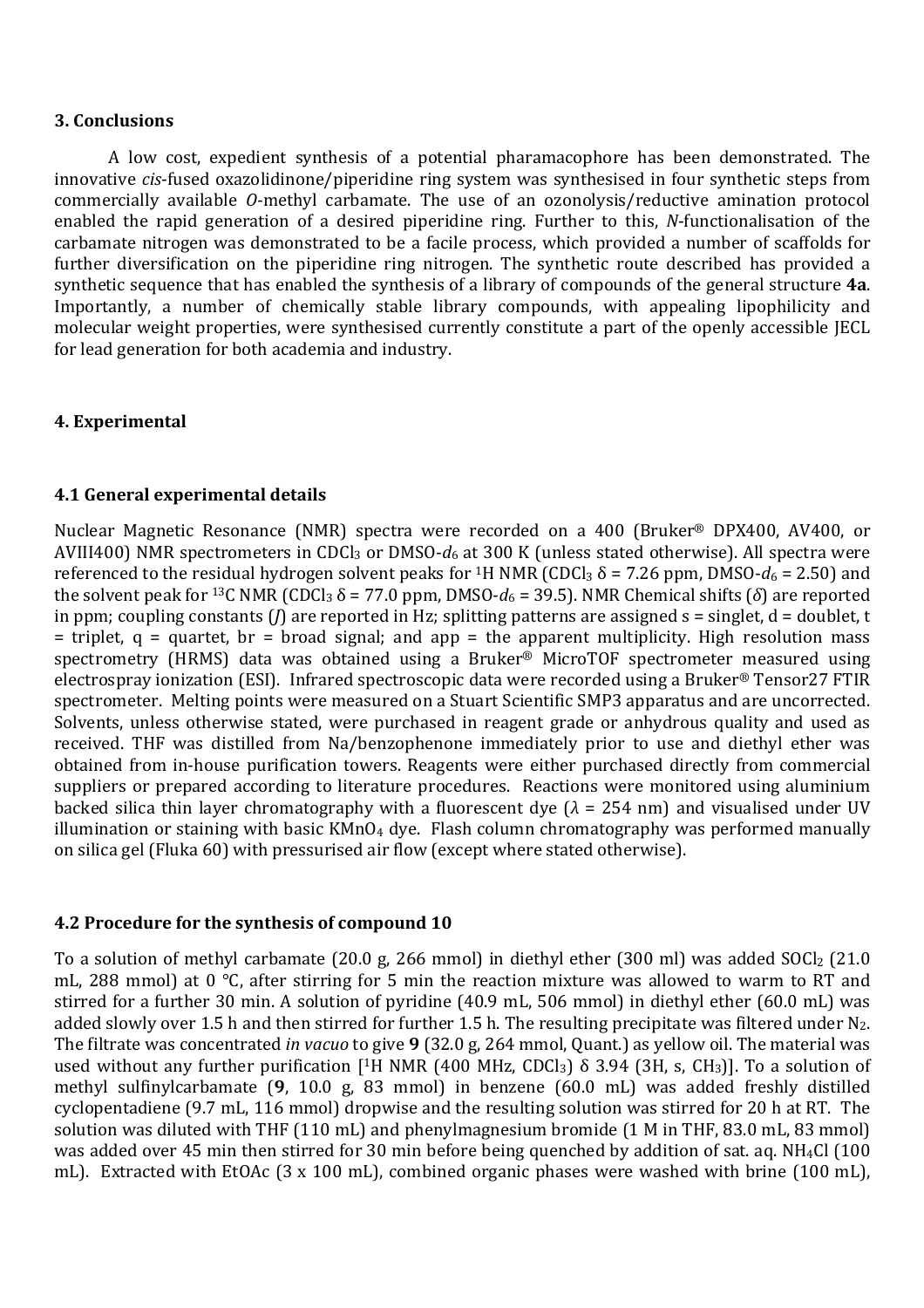## 3. Conclusions

A low cost, expedient synthesis of a potential pharamacophore has been demonstrated. The innovative *cis*-fused oxazolidinone/piperidine ring system was synthesised in four synthetic steps from commercially available *O*-methyl carbamate. The use of an ozonolysis/reductive amination protocol enabled the rapid generation of a desired piperidine ring. Further to this, *N*-functionalisation of the carbamate nitrogen was demonstrated to be a facile process, which provided a number of scaffolds for further diversification on the piperidine ring nitrogen. The synthetic route described has provided a synthetic sequence that has enabled the synthesis of a library of compounds of the general structure **4a**. Importantly, a number of chemically stable library compounds, with appealing lipophilicity and molecular weight properties, were synthesised currently constitute a part of the openly accessible JECL for lead generation for both academia and industry.

## 4. Experimental

### 4.1 General experimental details

Nuclear Magnetic Resonance (NMR) spectra were recorded on a 400 (Bruker® DPX400, AV400, or AVIII400) NMR spectrometers in $CDCl_3$ or DMSO-$d_6$ at 300 K (unless stated otherwise). All spectra were referenced to the residual hydrogen solvent peaks for $^1$H NMR ($CDCl_3$ $\delta$ = 7.26 ppm, DMSO-$d_6$ = 2.50) and the solvent peak for $^{13}$C NMR ($CDCl_3$ $\delta$ = 77.0 ppm, DMSO-$d_6$ = 39.5). NMR Chemical shifts ($\delta$) are reported in ppm; coupling constants ($J$) are reported in Hz; splitting patterns are assigned s = singlet, d = doublet, t = triplet, q = quartet, br = broad signal; and app = the apparent multiplicity. High resolution mass spectrometry (HRMS) data was obtained using a Bruker® MicroTOF spectrometer measured using electrospray ionization (ESI). Infrared spectroscopic data were recorded using a Bruker® Tensor27 FTIR spectrometer. Melting points were measured on a Stuart Scientific SMP3 apparatus and are uncorrected. Solvents, unless otherwise stated, were purchased in reagent grade or anhydrous quality and used as received. THF was distilled from Na/benzophenone immediately prior to use and diethyl ether was obtained from in-house purification towers. Reagents were either purchased directly from commercial suppliers or prepared according to literature procedures. Reactions were monitored using aluminium backed silica thin layer chromatography with a fluorescent dye ($\lambda$ = 254 nm) and visualised under UV illumination or staining with basic $KMnO_4$ dye. Flash column chromatography was performed manually on silica gel (Fluka 60) with pressurised air flow (except where stated otherwise).

### 4.2 Procedure for the synthesis of compound 10

To a solution of methyl carbamate (20.0 g, 266 mmol) in diethyl ether (300 ml) was added $SOCl_2$ (21.0 mL, 288 mmol) at 0 °C, after stirring for 5 min the reaction mixture was allowed to warm to RT and stirred for a further 30 min. A solution of pyridine (40.9 mL, 506 mmol) in diethyl ether (60.0 mL) was added slowly over 1.5 h and then stirred for further 1.5 h. The resulting precipitate was filtered under $N_2$. The filtrate was concentrated *in vacuo* to give **9** (32.0 g, 264 mmol, Quant.) as yellow oil. The material was used without any further purification [$^1$H NMR (400 MHz, $CDCl_3$) $\delta$ 3.94 (3H, s, $CH_3$)]. To a solution of methyl sulfinylcarbamate (**9**, 10.0 g, 83 mmol) in benzene (60.0 mL) was added freshly distilled cyclopentadiene (9.7 mL, 116 mmol) dropwise and the resulting solution was stirred for 20 h at RT. The solution was diluted with THF (110 mL) and phenylmagnesium bromide (1 M in THF, 83.0 mL, 83 mmol) was added over 45 min then stirred for 30 min before being quenched by addition of sat. aq. $NH_4Cl$ (100 mL). Extracted with EtOAc (3 x 100 mL), combined organic phases were washed with brine (100 mL),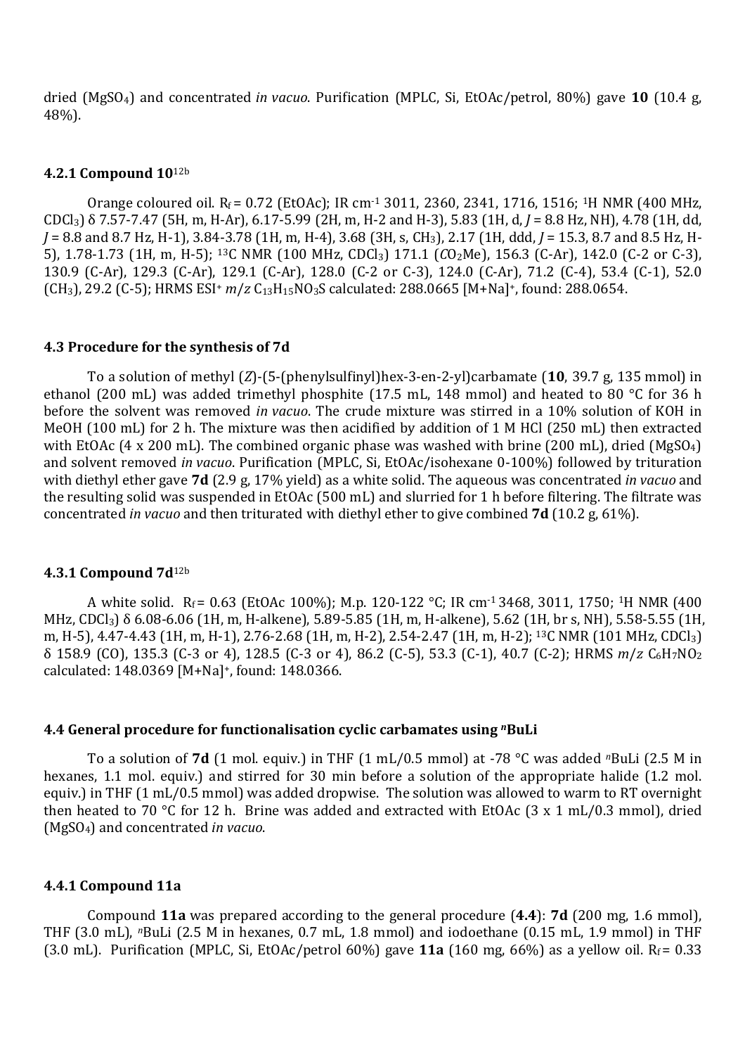dried ($MgSO_4$) and concentrated *in vacuo*. Purification (MPLC, Si, EtOAc/petrol, 80%) gave **10** (10.4 g, 48%).

#### 4.2.1 Compound 10[12b]

Orange coloured oil. $R_f$ = 0.72 (EtOAc); IR cm$^{-1}$ 3011, 2360, 2341, 1716, 1516; $^1$H NMR (400 MHz, $CDCl_3$) δ 7.57-7.47 (5H, m, H-Ar), 6.17-5.99 (2H, m, H-2 and H-3), 5.83 (1H, d, *J* = 8.8 Hz, NH), 4.78 (1H, dd, *J* = 8.8 and 8.7 Hz, H-1), 3.84-3.78 (1H, m, H-4), 3.68 (3H, s, $CH_3$), 2.17 (1H, ddd, *J* = 15.3, 8.7 and 8.5 Hz, H-5), 1.78-1.73 (1H, m, H-5); $^{13}$C NMR (100 MHz, $CDCl_3$) 171.1 ($CO_2$Me), 156.3 (C-Ar), 142.0 (C-2 or C-3), 130.9 (C-Ar), 129.3 (C-Ar), 129.1 (C-Ar), 128.0 (C-2 or C-3), 124.0 (C-Ar), 71.2 (C-4), 53.4 (C-1), 52.0 ($CH_3$), 29.2 (C-5); HRMS ESI$^+$ *m/z* $C_{13}H_{15}NO_3S$ calculated: 288.0665 [M+Na]$^+$, found: 288.0654.

### 4.3 Procedure for the synthesis of 7d

To a solution of methyl (*Z*)-(5-(phenylsulfinyl)hex-3-en-2-yl)carbamate (**10**, 39.7 g, 135 mmol) in ethanol (200 mL) was added trimethyl phosphite (17.5 mL, 148 mmol) and heated to 80 °C for 36 h before the solvent was removed *in vacuo*. The crude mixture was stirred in a 10% solution of KOH in MeOH (100 mL) for 2 h. The mixture was then acidified by addition of 1 M HCl (250 mL) then extracted with EtOAc (4 x 200 mL). The combined organic phase was washed with brine (200 mL), dried ($MgSO_4$) and solvent removed *in vacuo*. Purification (MPLC, Si, EtOAc/isohexane 0-100%) followed by trituration with diethyl ether gave **7d** (2.9 g, 17% yield) as a white solid. The aqueous was concentrated *in vacuo* and the resulting solid was suspended in EtOAc (500 mL) and slurried for 1 h before filtering. The filtrate was concentrated *in vacuo* and then triturated with diethyl ether to give combined **7d** (10.2 g, 61%).

#### 4.3.1 Compound 7d[12b]

A white solid. $R_f$ = 0.63 (EtOAc 100%); M.p. 120-122 °C; IR cm$^{-1}$ 3468, 3011, 1750; $^1$H NMR (400 MHz, $CDCl_3$) δ 6.08-6.06 (1H, m, H-alkene), 5.89-5.85 (1H, m, H-alkene), 5.62 (1H, br s, NH), 5.58-5.55 (1H, m, H-5), 4.47-4.43 (1H, m, H-1), 2.76-2.68 (1H, m, H-2), 2.54-2.47 (1H, m, H-2); $^{13}$C NMR (101 MHz, $CDCl_3$) δ 158.9 (CO), 135.3 (C-3 or 4), 128.5 (C-3 or 4), 86.2 (C-5), 53.3 (C-1), 40.7 (C-2); HRMS *m/z* $C_6H_7NO_2$ calculated: 148.0369 [M+Na]$^+$, found: 148.0366.

### 4.4 General procedure for functionalisation cyclic carbamates using $^n$BuLi

To a solution of **7d** (1 mol. equiv.) in THF (1 mL/0.5 mmol) at -78 °C was added $^n$BuLi (2.5 M in hexanes, 1.1 mol. equiv.) and stirred for 30 min before a solution of the appropriate halide (1.2 mol. equiv.) in THF (1 mL/0.5 mmol) was added dropwise. The solution was allowed to warm to RT overnight then heated to 70 °C for 12 h. Brine was added and extracted with EtOAc (3 x 1 mL/0.3 mmol), dried ($MgSO_4$) and concentrated *in vacuo*.

#### 4.4.1 Compound 11a

Compound **11a** was prepared according to the general procedure (**4.4**): **7d** (200 mg, 1.6 mmol), THF (3.0 mL), $^n$BuLi (2.5 M in hexanes, 0.7 mL, 1.8 mmol) and iodoethane (0.15 mL, 1.9 mmol) in THF (3.0 mL). Purification (MPLC, Si, EtOAc/petrol 60%) gave **11a** (160 mg, 66%) as a yellow oil. $R_f$ = 0.33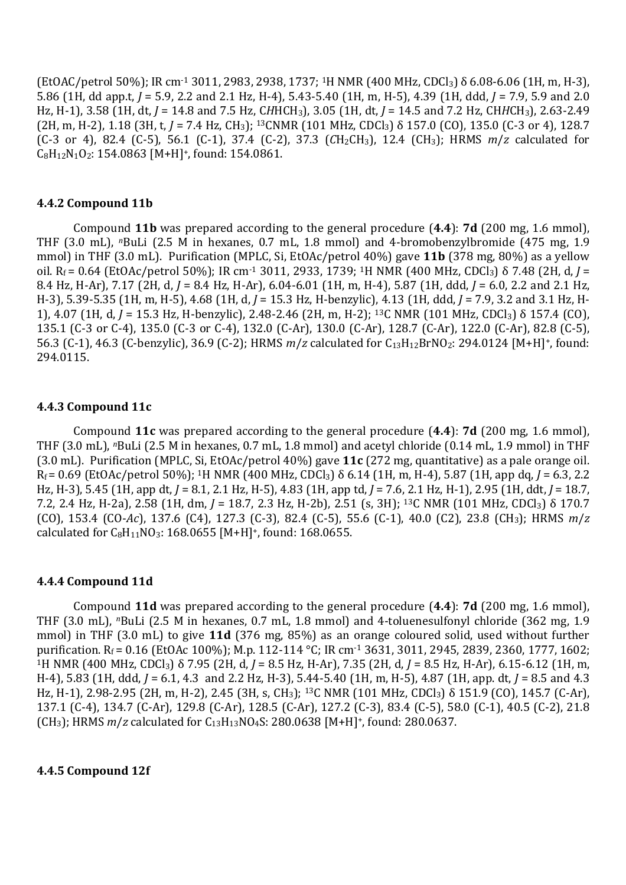(EtOAC/petrol 50%); IR cm$^{-1}$ 3011, 2983, 2938, 1737; $^{1}$H NMR (400 MHz, $CDCl_3$) δ 6.08-6.06 (1H, m, H-3), 5.86 (1H, dd app.t, *J* = 5.9, 2.2 and 2.1 Hz, H-4), 5.43-5.40 (1H, m, H-5), 4.39 (1H, ddd, *J* = 7.9, 5.9 and 2.0 Hz, H-1), 3.58 (1H, dt, *J* = 14.8 and 7.5 Hz, C*H*HCH$_3$), 3.05 (1H, dt, *J* = 14.5 and 7.2 Hz, CH*H*CH$_3$), 2.63-2.49 (2H, m, H-2), 1.18 (3H, t, *J* = 7.4 Hz, CH$_3$); $^{13}$CNMR (101 MHz, $CDCl_3$) δ 157.0 (CO), 135.0 (C-3 or 4), 128.7 (C-3 or 4), 82.4 (C-5), 56.1 (C-1), 37.4 (C-2), 37.3 (*C*H$_2$CH$_3$), 12.4 (CH$_3$); HRMS *m*/*z* calculated for $C_8H_{12}N_1O_2$: 154.0863 [M+H]$^+$, found: 154.0861.

### 4.4.2 Compound 11b

Compound **11b** was prepared according to the general procedure (**4.4**): **7d** (200 mg, 1.6 mmol), THF (3.0 mL), $^n$BuLi (2.5 M in hexanes, 0.7 mL, 1.8 mmol) and 4-bromobenzylbromide (475 mg, 1.9 mmol) in THF (3.0 mL). Purification (MPLC, Si, EtOAc/petrol 40%) gave **11b** (378 mg, 80%) as a yellow oil. R$_f$ = 0.64 (EtOAc/petrol 50%); IR cm$^{-1}$ 3011, 2933, 1739; $^{1}$H NMR (400 MHz, $CDCl_3$) δ 7.48 (2H, d, *J* = 8.4 Hz, H-Ar), 7.17 (2H, d, *J* = 8.4 Hz, H-Ar), 6.04-6.01 (1H, m, H-4), 5.87 (1H, ddd, *J* = 6.0, 2.2 and 2.1 Hz, H-3), 5.39-5.35 (1H, m, H-5), 4.68 (1H, d, *J* = 15.3 Hz, H-benzylic), 4.13 (1H, ddd, *J* = 7.9, 3.2 and 3.1 Hz, H-1), 4.07 (1H, d, *J* = 15.3 Hz, H-benzylic), 2.48-2.46 (2H, m, H-2); $^{13}$C NMR (101 MHz, $CDCl_3$) δ 157.4 (CO), 135.1 (C-3 or C-4), 135.0 (C-3 or C-4), 132.0 (C-Ar), 130.0 (C-Ar), 128.7 (C-Ar), 122.0 (C-Ar), 82.8 (C-5), 56.3 (C-1), 46.3 (C-benzylic), 36.9 (C-2); HRMS *m*/*z* calculated for $C_{13}H_{12}BrNO_2$: 294.0124 [M+H]$^+$, found: 294.0115.

### 4.4.3 Compound 11c

Compound **11c** was prepared according to the general procedure (**4.4**): **7d** (200 mg, 1.6 mmol), THF (3.0 mL), $^n$BuLi (2.5 M in hexanes, 0.7 mL, 1.8 mmol) and acetyl chloride (0.14 mL, 1.9 mmol) in THF (3.0 mL). Purification (MPLC, Si, EtOAc/petrol 40%) gave **11c** (272 mg, quantitative) as a pale orange oil. R$_f$ = 0.69 (EtOAc/petrol 50%); $^{1}$H NMR (400 MHz, $CDCl_3$) δ 6.14 (1H, m, H-4), 5.87 (1H, app dq, *J* = 6.3, 2.2 Hz, H-3), 5.45 (1H, app dt, *J* = 8.1, 2.1 Hz, H-5), 4.83 (1H, app td, *J* = 7.6, 2.1 Hz, H-1), 2.95 (1H, ddt, *J* = 18.7, 7.2, 2.4 Hz, H-2a), 2.58 (1H, dm, *J* = 18.7, 2.3 Hz, H-2b), 2.51 (s, 3H); $^{13}$C NMR (101 MHz, $CDCl_3$) δ 170.7 (CO), 153.4 (CO-*Ac*), 137.6 (C4), 127.3 (C-3), 82.4 (C-5), 55.6 (C-1), 40.0 (C2), 23.8 (CH$_3$); HRMS *m*/*z* calculated for $C_8H_{11}NO_3$: 168.0655 [M+H]$^+$, found: 168.0655.

### 4.4.4 Compound 11d

Compound **11d** was prepared according to the general procedure (**4.4**): **7d** (200 mg, 1.6 mmol), THF (3.0 mL), $^n$BuLi (2.5 M in hexanes, 0.7 mL, 1.8 mmol) and 4-toluenesulfonyl chloride (362 mg, 1.9 mmol) in THF (3.0 mL) to give **11d** (376 mg, 85%) as an orange coloured solid, used without further purification. R$_f$ = 0.16 (EtOAc 100%); M.p. 112-114 °C; IR cm$^{-1}$ 3631, 3011, 2945, 2839, 2360, 1777, 1602; $^{1}$H NMR (400 MHz, $CDCl_3$) δ 7.95 (2H, d, *J* = 8.5 Hz, H-Ar), 7.35 (2H, d, *J* = 8.5 Hz, H-Ar), 6.15-6.12 (1H, m, H-4), 5.83 (1H, ddd, *J* = 6.1, 4.3 and 2.2 Hz, H-3), 5.44-5.40 (1H, m, H-5), 4.87 (1H, app. dt, *J* = 8.5 and 4.3 Hz, H-1), 2.98-2.95 (2H, m, H-2), 2.45 (3H, s, CH$_3$); $^{13}$C NMR (101 MHz, $CDCl_3$) δ 151.9 (CO), 145.7 (C-Ar), 137.1 (C-4), 134.7 (C-Ar), 129.8 (C-Ar), 128.5 (C-Ar), 127.2 (C-3), 83.4 (C-5), 58.0 (C-1), 40.5 (C-2), 21.8 (CH$_3$); HRMS *m*/*z* calculated for $C_{13}H_{13}NO_4S$: 280.0638 [M+H]$^+$, found: 280.0637.

### 4.4.5 Compound 12f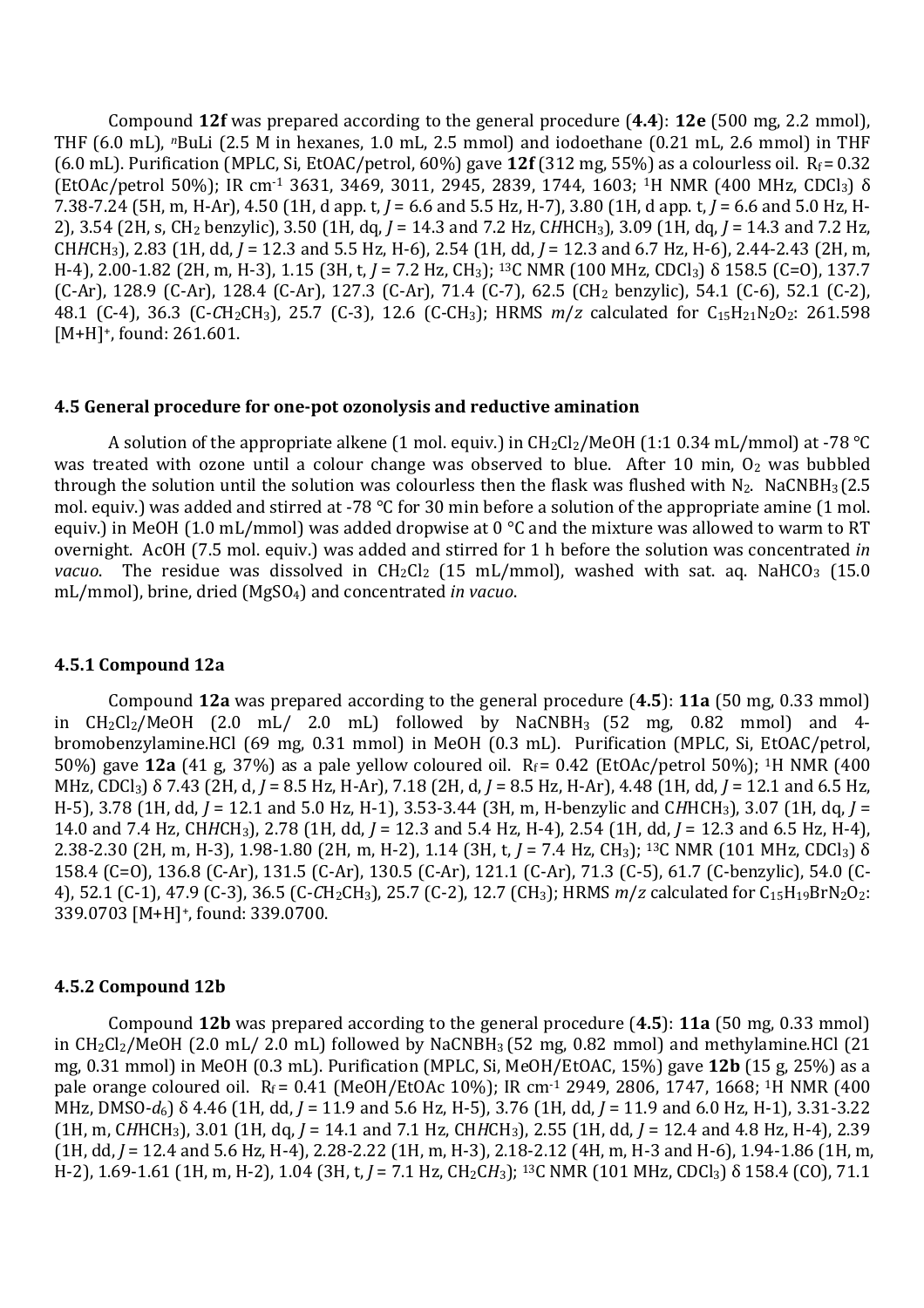Compound **12f** was prepared according to the general procedure (**4.4**): **12e** (500 mg, 2.2 mmol), THF (6.0 mL), $^{n}$BuLi (2.5 M in hexanes, 1.0 mL, 2.5 mmol) and iodoethane (0.21 mL, 2.6 mmol) in THF (6.0 mL). Purification (MPLC, Si, EtOAC/petrol, 60%) gave **12f** (312 mg, 55%) as a colourless oil. $R_f$ = 0.32 (EtOAc/petrol 50%); IR cm$^{-1}$ 3631, 3469, 3011, 2945, 2839, 1744, 1603; $^{1}$H NMR (400 MHz, $CDCl_3$) δ 7.38-7.24 (5H, m, H-Ar), 4.50 (1H, d app. t, *J* = 6.6 and 5.5 Hz, H-7), 3.80 (1H, d app. t, *J* = 6.6 and 5.0 Hz, H-2), 3.54 (2H, s, $CH_2$ benzylic), 3.50 (1H, dq, *J* = 14.3 and 7.2 Hz, C*H*HCH$_3$), 3.09 (1H, dq, *J* = 14.3 and 7.2 Hz, CH*H*CH$_3$), 2.83 (1H, dd, *J* = 12.3 and 5.5 Hz, H-6), 2.54 (1H, dd, *J* = 12.3 and 6.7 Hz, H-6), 2.44-2.43 (2H, m, H-4), 2.00-1.82 (2H, m, H-3), 1.15 (3H, t, *J* = 7.2 Hz, $CH_3$); $^{13}$C NMR (100 MHz, $CDCl_3$) δ 158.5 (C=O), 137.7 (C-Ar), 128.9 (C-Ar), 128.4 (C-Ar), 127.3 (C-Ar), 71.4 (C-7), 62.5 ($CH_2$ benzylic), 54.1 (C-6), 52.1 (C-2), 48.1 (C-4), 36.3 (C-*C*H$_2$CH$_3$), 25.7 (C-3), 12.6 (C-$CH_3$); HRMS *m*/*z* calculated for $C_{15}H_{21}N_2O_2$: 261.598 [M+H]$^+$, found: 261.601.

### 4.5 General procedure for one-pot ozonolysis and reductive amination

A solution of the appropriate alkene (1 mol. equiv.) in $CH_2Cl_2$/MeOH (1:1 0.34 mL/mmol) at -78 °C was treated with ozone until a colour change was observed to blue. After 10 min, $O_2$ was bubbled through the solution until the solution was colourless then the flask was flushed with $N_2$. $NaCNBH_3$ (2.5 mol. equiv.) was added and stirred at -78 °C for 30 min before a solution of the appropriate amine (1 mol. equiv.) in MeOH (1.0 mL/mmol) was added dropwise at 0 °C and the mixture was allowed to warm to RT overnight. AcOH (7.5 mol. equiv.) was added and stirred for 1 h before the solution was concentrated *in vacuo*. The residue was dissolved in $CH_2Cl_2$ (15 mL/mmol), washed with sat. aq. $NaHCO_3$ (15.0 mL/mmol), brine, dried ($MgSO_4$) and concentrated *in vacuo*.

### 4.5.1 Compound 12a

Compound **12a** was prepared according to the general procedure (**4.5**): **11a** (50 mg, 0.33 mmol) in $CH_2Cl_2$/MeOH (2.0 mL/ 2.0 mL) followed by $NaCNBH_3$ (52 mg, 0.82 mmol) and 4-bromobenzylamine.HCl (69 mg, 0.31 mmol) in MeOH (0.3 mL). Purification (MPLC, Si, EtOAC/petrol, 50%) gave **12a** (41 g, 37%) as a pale yellow coloured oil. $R_f$ = 0.42 (EtOAc/petrol 50%); $^{1}$H NMR (400 MHz, $CDCl_3$) δ 7.43 (2H, d, *J* = 8.5 Hz, H-Ar), 7.18 (2H, d, *J* = 8.5 Hz, H-Ar), 4.48 (1H, dd, *J* = 12.1 and 6.5 Hz, H-5), 3.78 (1H, dd, *J* = 12.1 and 5.0 Hz, H-1), 3.53-3.44 (3H, m, H-benzylic and C*H*HCH$_3$), 3.07 (1H, dq, *J* = 14.0 and 7.4 Hz, CH*H*CH$_3$), 2.78 (1H, dd, *J* = 12.3 and 5.4 Hz, H-4), 2.54 (1H, dd, *J* = 12.3 and 6.5 Hz, H-4), 2.38-2.30 (2H, m, H-3), 1.98-1.80 (2H, m, H-2), 1.14 (3H, t, *J* = 7.4 Hz, $CH_3$); $^{13}$C NMR (101 MHz, $CDCl_3$) δ 158.4 (C=O), 136.8 (C-Ar), 131.5 (C-Ar), 130.5 (C-Ar), 121.1 (C-Ar), 71.3 (C-5), 61.7 (C-benzylic), 54.0 (C-4), 52.1 (C-1), 47.9 (C-3), 36.5 (C-*C*H$_2$CH$_3$), 25.7 (C-2), 12.7 ($CH_3$); HRMS *m*/*z* calculated for $C_{15}H_{19}BrN_2O_2$: 339.0703 [M+H]$^+$, found: 339.0700.

### 4.5.2 Compound 12b

Compound **12b** was prepared according to the general procedure (**4.5**): **11a** (50 mg, 0.33 mmol) in $CH_2Cl_2$/MeOH (2.0 mL/ 2.0 mL) followed by $NaCNBH_3$ (52 mg, 0.82 mmol) and methylamine.HCl (21 mg, 0.31 mmol) in MeOH (0.3 mL). Purification (MPLC, Si, MeOH/EtOAC, 15%) gave **12b** (15 g, 25%) as a pale orange coloured oil. $R_f$ = 0.41 (MeOH/EtOAc 10%); IR cm$^{-1}$ 2949, 2806, 1747, 1668; $^{1}$H NMR (400 MHz, DMSO-$d_6$) δ 4.46 (1H, dd, *J* = 11.9 and 5.6 Hz, H-5), 3.76 (1H, dd, *J* = 11.9 and 6.0 Hz, H-1), 3.31-3.22 (1H, m, C*H*HCH$_3$), 3.01 (1H, dq, *J* = 14.1 and 7.1 Hz, CH*H*CH$_3$), 2.55 (1H, dd, *J* = 12.4 and 4.8 Hz, H-4), 2.39 (1H, dd, *J* = 12.4 and 5.6 Hz, H-4), 2.28-2.22 (1H, m, H-3), 2.18-2.12 (4H, m, H-3 and H-6), 1.94-1.86 (1H, m, H-2), 1.69-1.61 (1H, m, H-2), 1.04 (3H, t, *J* = 7.1 Hz, CH$_2$C*H*$_3$); $^{13}$C NMR (101 MHz, $CDCl_3$) δ 158.4 (CO), 71.1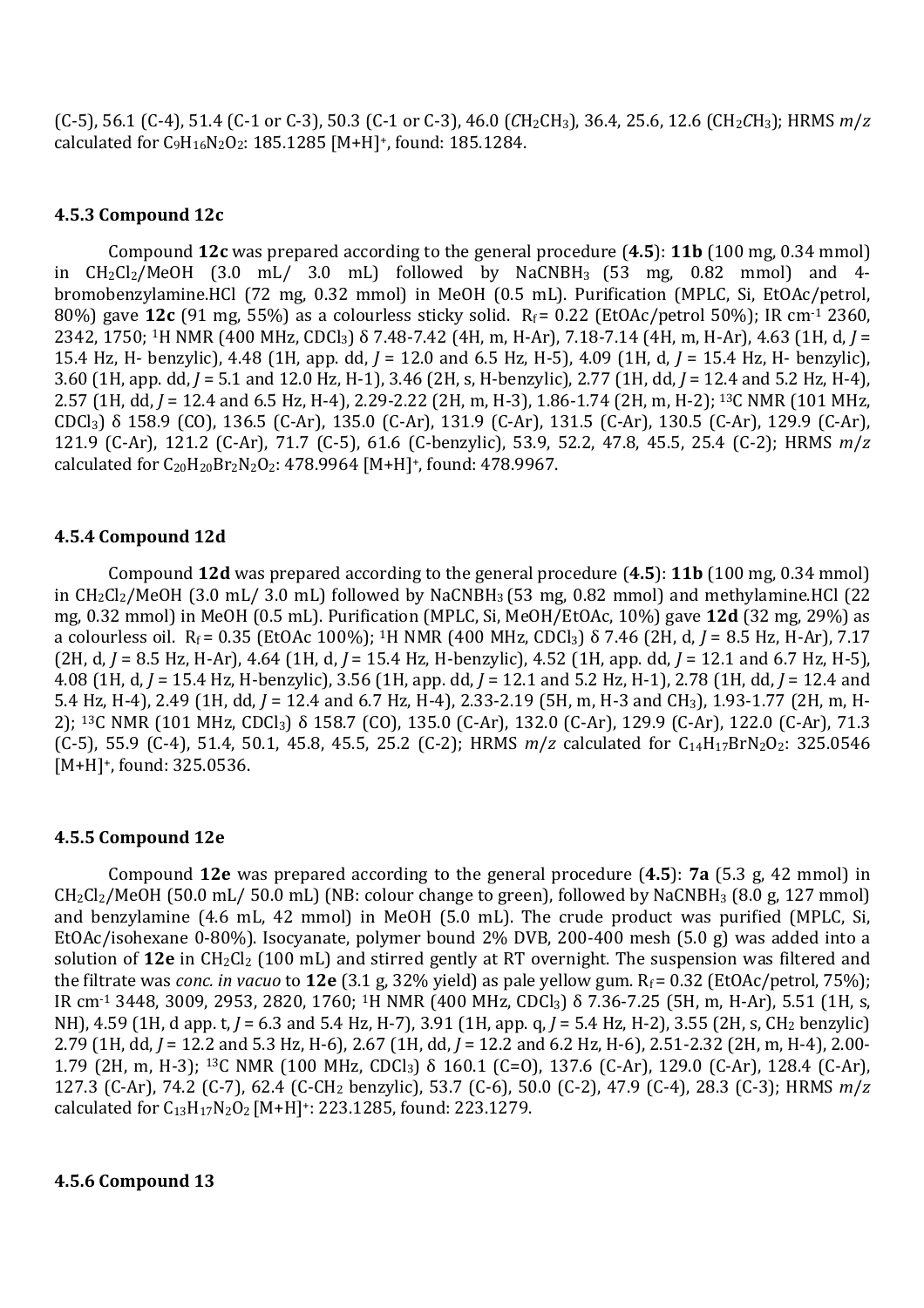(C-5), 56.1 (C-4), 51.4 (C-1 or C-3), 50.3 (C-1 or C-3), 46.0 ($CH_2CH_3$), 36.4, 25.6, 12.6 ($CH_2CH_3$); HRMS *m/z* calculated for $C_9H_{16}N_2O_2$: 185.1285 $[M+H]^+$, found: 185.1284.

#### 4.5.3 Compound 12c

Compound **12c** was prepared according to the general procedure (**4.5**): **11b** (100 mg, 0.34 mmol) in $CH_2Cl_2$/MeOH (3.0 mL/ 3.0 mL) followed by $NaCNBH_3$ (53 mg, 0.82 mmol) and 4-bromobenzylamine.HCl (72 mg, 0.32 mmol) in MeOH (0.5 mL). Purification (MPLC, Si, EtOAc/petrol, 80%) gave **12c** (91 mg, 55%) as a colourless sticky solid. $R_f$ = 0.22 (EtOAc/petrol 50%); IR cm$^{-1}$ 2360, 2342, 1750; $^1$H NMR (400 MHz, $CDCl_3$) δ 7.48-7.42 (4H, m, H-Ar), 7.18-7.14 (4H, m, H-Ar), 4.63 (1H, d, *J* = 15.4 Hz, H- benzylic), 4.48 (1H, app. dd, *J* = 12.0 and 6.5 Hz, H-5), 4.09 (1H, d, *J* = 15.4 Hz, H- benzylic), 3.60 (1H, app. dd, *J* = 5.1 and 12.0 Hz, H-1), 3.46 (2H, s, H-benzylic), 2.77 (1H, dd, *J* = 12.4 and 5.2 Hz, H-4), 2.57 (1H, dd, *J* = 12.4 and 6.5 Hz, H-4), 2.29-2.22 (2H, m, H-3), 1.86-1.74 (2H, m, H-2); $^{13}$C NMR (101 MHz, $CDCl_3$) δ 158.9 (CO), 136.5 (C-Ar), 135.0 (C-Ar), 131.9 (C-Ar), 131.5 (C-Ar), 130.5 (C-Ar), 129.9 (C-Ar), 121.9 (C-Ar), 121.2 (C-Ar), 71.7 (C-5), 61.6 (C-benzylic), 53.9, 52.2, 47.8, 45.5, 25.4 (C-2); HRMS *m/z* calculated for $C_{20}H_{20}Br_2N_2O_2$: 478.9964 $[M+H]^+$, found: 478.9967.

#### 4.5.4 Compound 12d

Compound **12d** was prepared according to the general procedure (**4.5**): **11b** (100 mg, 0.34 mmol) in $CH_2Cl_2$/MeOH (3.0 mL/ 3.0 mL) followed by $NaCNBH_3$ (53 mg, 0.82 mmol) and methylamine.HCl (22 mg, 0.32 mmol) in MeOH (0.5 mL). Purification (MPLC, Si, MeOH/EtOAc, 10%) gave **12d** (32 mg, 29%) as a colourless oil. $R_f$ = 0.35 (EtOAc 100%); $^1$H NMR (400 MHz, $CDCl_3$) δ 7.46 (2H, d, *J* = 8.5 Hz, H-Ar), 7.17 (2H, d, *J* = 8.5 Hz, H-Ar), 4.64 (1H, d, *J* = 15.4 Hz, H-benzylic), 4.52 (1H, app. dd, *J* = 12.1 and 6.7 Hz, H-5), 4.08 (1H, d, *J* = 15.4 Hz, H-benzylic), 3.56 (1H, app. dd, *J* = 12.1 and 5.2 Hz, H-1), 2.78 (1H, dd, *J* = 12.4 and 5.4 Hz, H-4), 2.49 (1H, dd, *J* = 12.4 and 6.7 Hz, H-4), 2.33-2.19 (5H, m, H-3 and $CH_3$), 1.93-1.77 (2H, m, H-2); $^{13}$C NMR (101 MHz, $CDCl_3$) δ 158.7 (CO), 135.0 (C-Ar), 132.0 (C-Ar), 129.9 (C-Ar), 122.0 (C-Ar), 71.3 (C-5), 55.9 (C-4), 51.4, 50.1, 45.8, 45.5, 25.2 (C-2); HRMS *m/z* calculated for $C_{14}H_{17}BrN_2O_2$: 325.0546 $[M+H]^+$, found: 325.0536.

#### 4.5.5 Compound 12e

Compound **12e** was prepared according to the general procedure (**4.5**): **7a** (5.3 g, 42 mmol) in $CH_2Cl_2$/MeOH (50.0 mL/ 50.0 mL) (NB: colour change to green), followed by $NaCNBH_3$ (8.0 g, 127 mmol) and benzylamine (4.6 mL, 42 mmol) in MeOH (5.0 mL). The crude product was purified (MPLC, Si, EtOAc/isohexane 0-80%). Isocyanate, polymer bound 2% DVB, 200-400 mesh (5.0 g) was added into a solution of **12e** in $CH_2Cl_2$ (100 mL) and stirred gently at RT overnight. The suspension was filtered and the filtrate was *conc. in vacuo* to **12e** (3.1 g, 32% yield) as pale yellow gum. $R_f$ = 0.32 (EtOAc/petrol, 75%); IR cm$^{-1}$ 3448, 3009, 2953, 2820, 1760; $^1$H NMR (400 MHz, $CDCl_3$) δ 7.36-7.25 (5H, m, H-Ar), 5.51 (1H, s, NH), 4.59 (1H, d app. t, *J* = 6.3 and 5.4 Hz, H-7), 3.91 (1H, app. q, *J* = 5.4 Hz, H-2), 3.55 (2H, s, $CH_2$ benzylic) 2.79 (1H, dd, *J* = 12.2 and 5.3 Hz, H-6), 2.67 (1H, dd, *J* = 12.2 and 6.2 Hz, H-6), 2.51-2.32 (2H, m, H-4), 2.00-1.79 (2H, m, H-3); $^{13}$C NMR (100 MHz, $CDCl_3$) δ 160.1 (C=O), 137.6 (C-Ar), 129.0 (C-Ar), 128.4 (C-Ar), 127.3 (C-Ar), 74.2 (C-7), 62.4 (C-$CH_2$ benzylic), 53.7 (C-6), 50.0 (C-2), 47.9 (C-4), 28.3 (C-3); HRMS *m/z* calculated for $C_{13}H_{17}N_2O_2$ $[M+H]^+$: 223.1285, found: 223.1279.

#### 4.5.6 Compound 13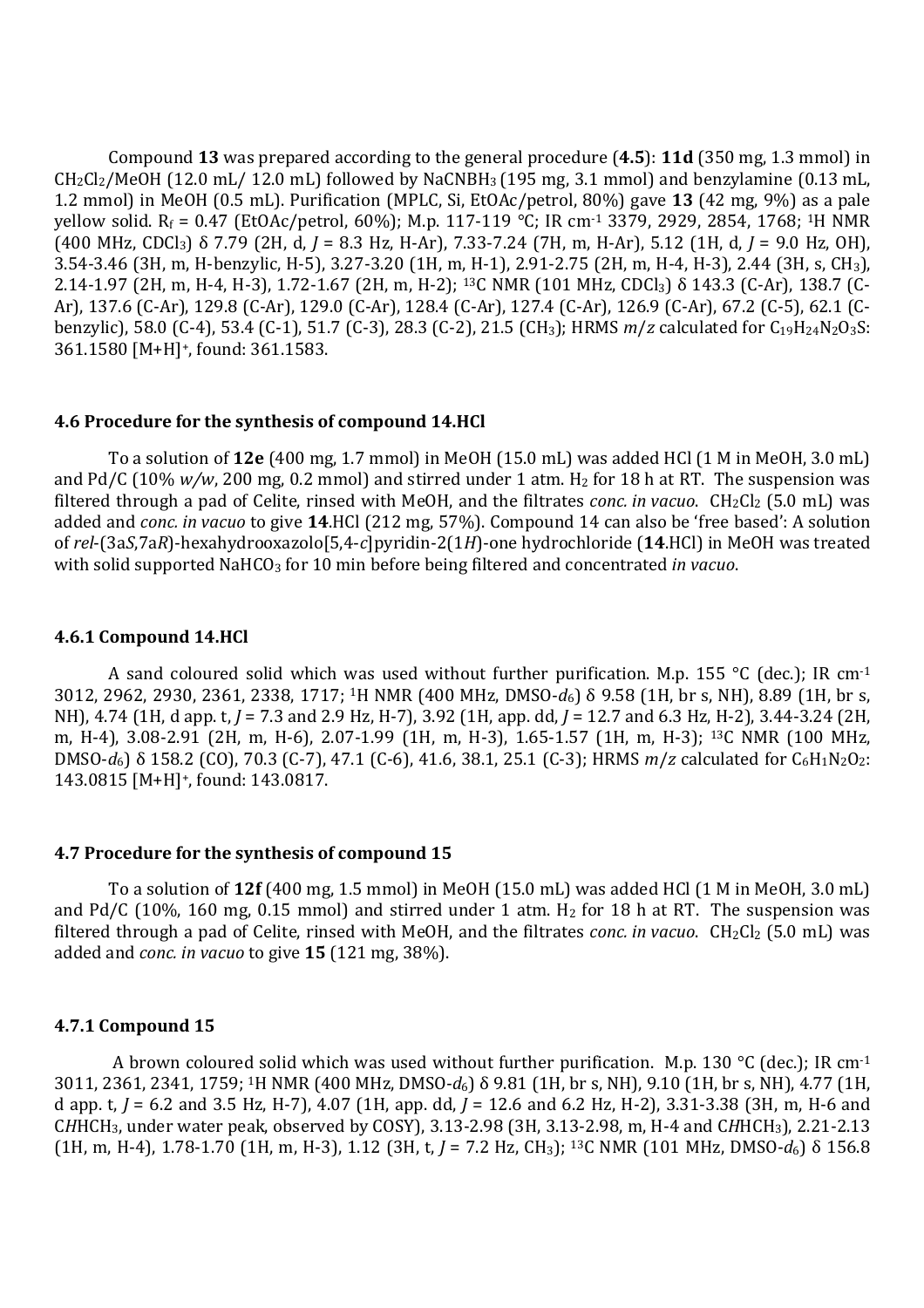Compound **13** was prepared according to the general procedure (**4.5**): **11d** (350 mg, 1.3 mmol) in $CH_2Cl_2$/MeOH (12.0 mL/ 12.0 mL) followed by $NaCNBH_3$ (195 mg, 3.1 mmol) and benzylamine (0.13 mL, 1.2 mmol) in MeOH (0.5 mL). Purification (MPLC, Si, EtOAc/petrol, 80%) gave **13** (42 mg, 9%) as a pale yellow solid. $R_f$ = 0.47 (EtOAc/petrol, 60%); M.p. 117-119 °C; IR cm$^{-1}$ 3379, 2929, 2854, 1768; $^1$H NMR (400 MHz, $CDCl_3$) δ 7.79 (2H, d, *J* = 8.3 Hz, H-Ar), 7.33-7.24 (7H, m, H-Ar), 5.12 (1H, d, *J* = 9.0 Hz, OH), 3.54-3.46 (3H, m, H-benzylic, H-5), 3.27-3.20 (1H, m, H-1), 2.91-2.75 (2H, m, H-4, H-3), 2.44 (3H, s, $CH_3$), 2.14-1.97 (2H, m, H-4, H-3), 1.72-1.67 (2H, m, H-2); $^{13}$C NMR (101 MHz, $CDCl_3$) δ 143.3 (C-Ar), 138.7 (C-Ar), 137.6 (C-Ar), 129.8 (C-Ar), 129.0 (C-Ar), 128.4 (C-Ar), 127.4 (C-Ar), 126.9 (C-Ar), 67.2 (C-5), 62.1 (C-benzylic), 58.0 (C-4), 53.4 (C-1), 51.7 (C-3), 28.3 (C-2), 21.5 ($CH_3$); HRMS *m*/*z* calculated for $C_{19}H_{24}N_2O_3S$: 361.1580 [M+H]$^+$, found: 361.1583.

### 4.6 Procedure for the synthesis of compound 14.HCl

To a solution of **12e** (400 mg, 1.7 mmol) in MeOH (15.0 mL) was added HCl (1 M in MeOH, 3.0 mL) and Pd/C (10% *w/w*, 200 mg, 0.2 mmol) and stirred under 1 atm. $H_2$ for 18 h at RT. The suspension was filtered through a pad of Celite, rinsed with MeOH, and the filtrates *conc. in vacuo*. $CH_2Cl_2$ (5.0 mL) was added and *conc. in vacuo* to give **14**.HCl (212 mg, 57%). Compound 14 can also be 'free based': A solution of *rel*-(3a*S*,7a*R*)-hexahydrooxazolo[5,4-*c*]pyridin-2(1*H*)-one hydrochloride (**14**.HCl) in MeOH was treated with solid supported $NaHCO_3$ for 10 min before being filtered and concentrated *in vacuo*.

#### 4.6.1 Compound 14.HCl

A sand coloured solid which was used without further purification. M.p. 155 °C (dec.); IR cm$^{-1}$ 3012, 2962, 2930, 2361, 2338, 1717; $^1$H NMR (400 MHz, DMSO-$d_6$) δ 9.58 (1H, br s, NH), 8.89 (1H, br s, NH), 4.74 (1H, d app. t, *J* = 7.3 and 2.9 Hz, H-7), 3.92 (1H, app. dd, *J* = 12.7 and 6.3 Hz, H-2), 3.44-3.24 (2H, m, H-4), 3.08-2.91 (2H, m, H-6), 2.07-1.99 (1H, m, H-3), 1.65-1.57 (1H, m, H-3); $^{13}$C NMR (100 MHz, DMSO-$d_6$) δ 158.2 (CO), 70.3 (C-7), 47.1 (C-6), 41.6, 38.1, 25.1 (C-3); HRMS *m*/*z* calculated for $C_6H_1N_2O_2$: 143.0815 [M+H]$^+$, found: 143.0817.

### 4.7 Procedure for the synthesis of compound 15

To a solution of **12f** (400 mg, 1.5 mmol) in MeOH (15.0 mL) was added HCl (1 M in MeOH, 3.0 mL) and Pd/C (10%, 160 mg, 0.15 mmol) and stirred under 1 atm. $H_2$ for 18 h at RT. The suspension was filtered through a pad of Celite, rinsed with MeOH, and the filtrates *conc. in vacuo*. $CH_2Cl_2$ (5.0 mL) was added and *conc. in vacuo* to give **15** (121 mg, 38%).

#### 4.7.1 Compound 15

A brown coloured solid which was used without further purification. M.p. 130 °C (dec.); IR cm$^{-1}$ 3011, 2361, 2341, 1759; $^1$H NMR (400 MHz, DMSO-$d_6$) δ 9.81 (1H, br s, NH), 9.10 (1H, br s, NH), 4.77 (1H, d app. t, *J* = 6.2 and 3.5 Hz, H-7), 4.07 (1H, app. dd, *J* = 12.6 and 6.2 Hz, H-2), 3.31-3.38 (3H, m, H-6 and C*H*HCH$_3$, under water peak, observed by COSY), 3.13-2.98 (3H, 3.13-2.98, m, H-4 and C*H*HCH$_3$), 2.21-2.13 (1H, m, H-4), 1.78-1.70 (1H, m, H-3), 1.12 (3H, t, *J* = 7.2 Hz, $CH_3$); $^{13}$C NMR (101 MHz, DMSO-$d_6$) δ 156.8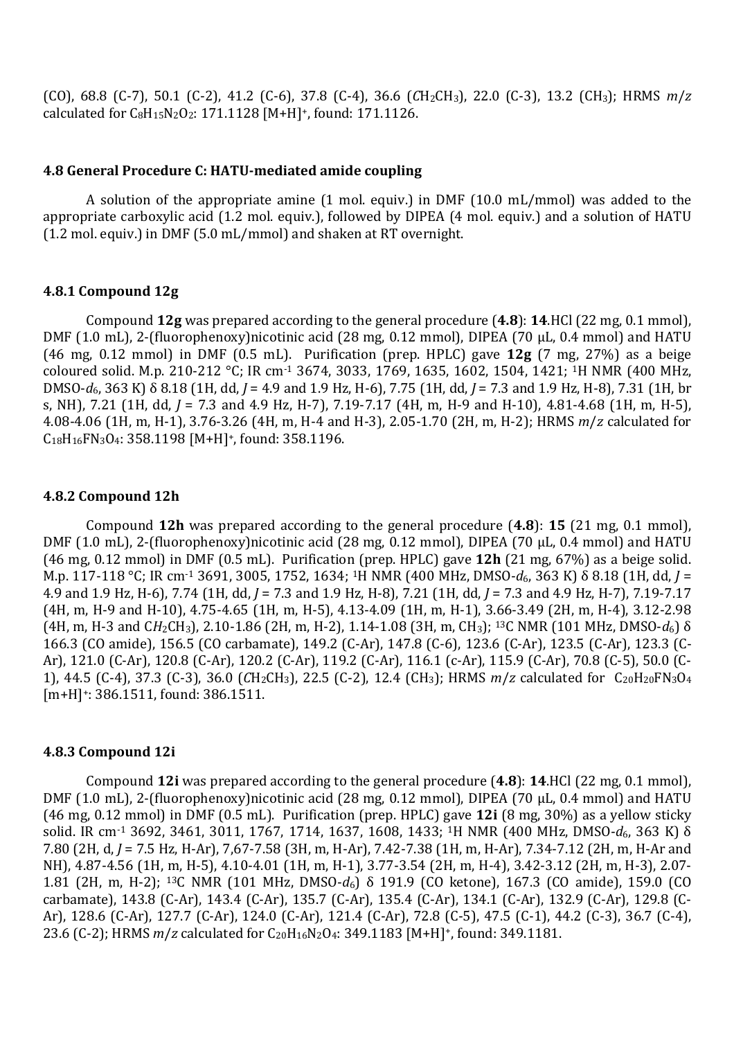(CO), 68.8 (C-7), 50.1 (C-2), 41.2 (C-6), 37.8 (C-4), 36.6 (*C*$H_2CH_3$), 22.0 (C-3), 13.2 ($CH_3$); HRMS *m/z* calculated for $C_8H_{15}N_2O_2$: 171.1128 $[M+H]^+$, found: 171.1126.

### 4.8 General Procedure C: HATU-mediated amide coupling

A solution of the appropriate amine (1 mol. equiv.) in DMF (10.0 mL/mmol) was added to the appropriate carboxylic acid (1.2 mol. equiv.), followed by DIPEA (4 mol. equiv.) and a solution of HATU (1.2 mol. equiv.) in DMF (5.0 mL/mmol) and shaken at RT overnight.

#### 4.8.1 Compound 12g

Compound **12g** was prepared according to the general procedure (**4.8**): **14**.HCl (22 mg, 0.1 mmol), DMF (1.0 mL), 2-(fluorophenoxy)nicotinic acid (28 mg, 0.12 mmol), DIPEA (70 μL, 0.4 mmol) and HATU (46 mg, 0.12 mmol) in DMF (0.5 mL). Purification (prep. HPLC) gave **12g** (7 mg, 27%) as a beige coloured solid. M.p. 210-212 °C; IR $cm^{-1}$ 3674, 3033, 1769, 1635, 1602, 1504, 1421; $^1H$ NMR (400 MHz, DMSO-$d_6$, 363 K) δ 8.18 (1H, dd, *J* = 4.9 and 1.9 Hz, H-6), 7.75 (1H, dd, *J* = 7.3 and 1.9 Hz, H-8), 7.31 (1H, br s, NH), 7.21 (1H, dd, *J* = 7.3 and 4.9 Hz, H-7), 7.19-7.17 (4H, m, H-9 and H-10), 4.81-4.68 (1H, m, H-5), 4.08-4.06 (1H, m, H-1), 3.76-3.26 (4H, m, H-4 and H-3), 2.05-1.70 (2H, m, H-2); HRMS *m/z* calculated for $C_{18}H_{16}FN_3O_4$: 358.1198 $[M+H]^+$, found: 358.1196.

#### 4.8.2 Compound 12h

Compound **12h** was prepared according to the general procedure (**4.8**): **15** (21 mg, 0.1 mmol), DMF (1.0 mL), 2-(fluorophenoxy)nicotinic acid (28 mg, 0.12 mmol), DIPEA (70 μL, 0.4 mmol) and HATU (46 mg, 0.12 mmol) in DMF (0.5 mL). Purification (prep. HPLC) gave **12h** (21 mg, 67%) as a beige solid. M.p. 117-118 °C; IR $cm^{-1}$ 3691, 3005, 1752, 1634; $^1H$ NMR (400 MHz, DMSO-$d_6$, 363 K) δ 8.18 (1H, dd, *J* = 4.9 and 1.9 Hz, H-6), 7.74 (1H, dd, *J* = 7.3 and 1.9 Hz, H-8), 7.21 (1H, dd, *J* = 7.3 and 4.9 Hz, H-7), 7.19-7.17 (4H, m, H-9 and H-10), 4.75-4.65 (1H, m, H-5), 4.13-4.09 (1H, m, H-1), 3.66-3.49 (2H, m, H-4), 3.12-2.98 (4H, m, H-3 and C*H*$_2CH_3$), 2.10-1.86 (2H, m, H-2), 1.14-1.08 (3H, m, $CH_3$); $^{13}C$ NMR (101 MHz, DMSO-$d_6$) δ 166.3 (CO amide), 156.5 (CO carbamate), 149.2 (C-Ar), 147.8 (C-6), 123.6 (C-Ar), 123.5 (C-Ar), 123.3 (C-Ar), 121.0 (C-Ar), 120.8 (C-Ar), 120.2 (C-Ar), 119.2 (C-Ar), 116.1 (c-Ar), 115.9 (C-Ar), 70.8 (C-5), 50.0 (C-1), 44.5 (C-4), 37.3 (C-3), 36.0 (*C*$H_2CH_3$), 22.5 (C-2), 12.4 ($CH_3$); HRMS *m/z* calculated for $C_{20}H_{20}FN_3O_4$ $[m+H]^+$: 386.1511, found: 386.1511.

#### 4.8.3 Compound 12i

Compound **12i** was prepared according to the general procedure (**4.8**): **14**.HCl (22 mg, 0.1 mmol), DMF (1.0 mL), 2-(fluorophenoxy)nicotinic acid (28 mg, 0.12 mmol), DIPEA (70 μL, 0.4 mmol) and HATU (46 mg, 0.12 mmol) in DMF (0.5 mL). Purification (prep. HPLC) gave **12i** (8 mg, 30%) as a yellow sticky solid. IR $cm^{-1}$ 3692, 3461, 3011, 1767, 1714, 1637, 1608, 1433; $^1H$ NMR (400 MHz, DMSO-$d_6$, 363 K) δ 7.80 (2H, d, *J* = 7.5 Hz, H-Ar), 7,67-7.58 (3H, m, H-Ar), 7.42-7.38 (1H, m, H-Ar), 7.34-7.12 (2H, m, H-Ar and NH), 4.87-4.56 (1H, m, H-5), 4.10-4.01 (1H, m, H-1), 3.77-3.54 (2H, m, H-4), 3.42-3.12 (2H, m, H-3), 2.07-1.81 (2H, m, H-2); $^{13}C$ NMR (101 MHz, DMSO-$d_6$) δ 191.9 (CO ketone), 167.3 (CO amide), 159.0 (CO carbamate), 143.8 (C-Ar), 143.4 (C-Ar), 135.7 (C-Ar), 135.4 (C-Ar), 134.1 (C-Ar), 132.9 (C-Ar), 129.8 (C-Ar), 128.6 (C-Ar), 127.7 (C-Ar), 124.0 (C-Ar), 121.4 (C-Ar), 72.8 (C-5), 47.5 (C-1), 44.2 (C-3), 36.7 (C-4), 23.6 (C-2); HRMS *m/z* calculated for $C_{20}H_{16}N_2O_4$: 349.1183 $[M+H]^+$, found: 349.1181.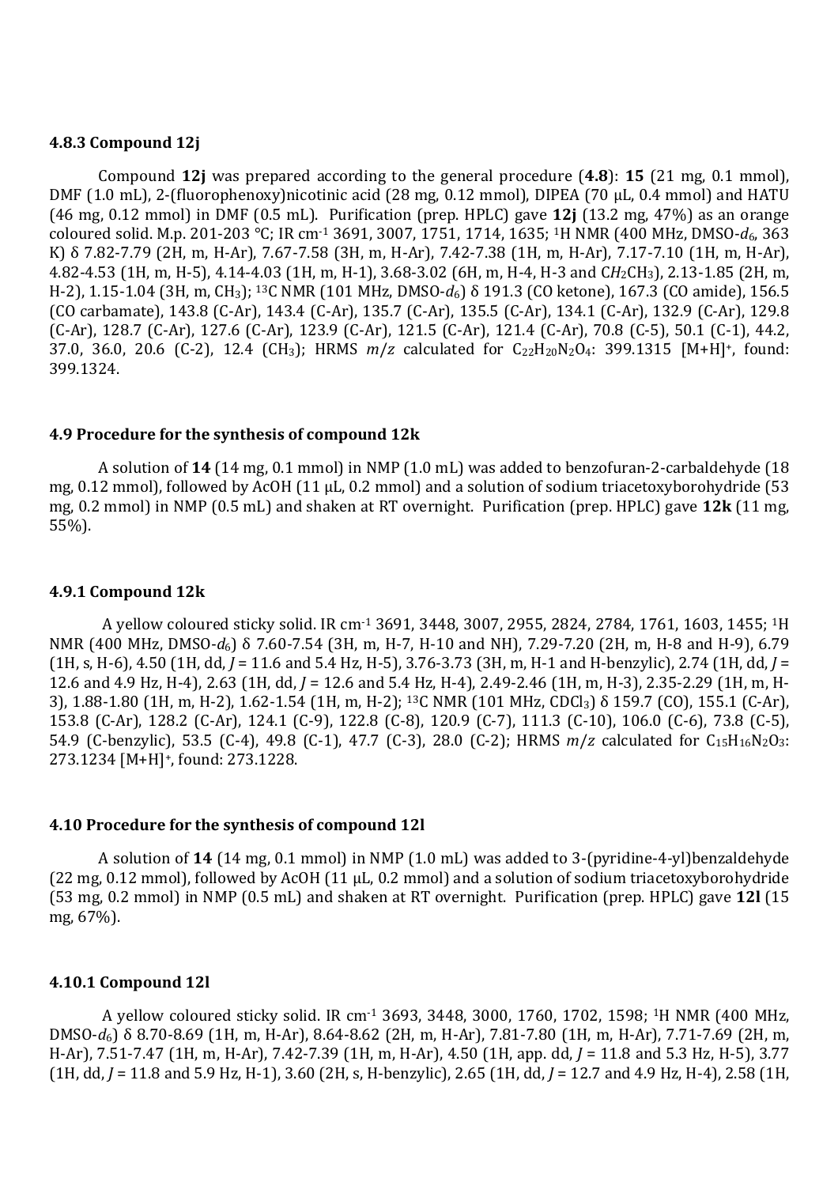### 4.8.3 Compound 12j

Compound **12j** was prepared according to the general procedure (**4.8**): **15** (21 mg, 0.1 mmol), DMF (1.0 mL), 2-(fluorophenoxy)nicotinic acid (28 mg, 0.12 mmol), DIPEA (70 µL, 0.4 mmol) and HATU (46 mg, 0.12 mmol) in DMF (0.5 mL). Purification (prep. HPLC) gave **12j** (13.2 mg, 47%) as an orange coloured solid. M.p. 201-203 °C; IR cm$^{-1}$ 3691, 3007, 1751, 1714, 1635; $^{1}$H NMR (400 MHz, DMSO-$d_6$, 363 K) δ 7.82-7.79 (2H, m, H-Ar), 7.67-7.58 (3H, m, H-Ar), 7.42-7.38 (1H, m, H-Ar), 7.17-7.10 (1H, m, H-Ar), 4.82-4.53 (1H, m, H-5), 4.14-4.03 (1H, m, H-1), 3.68-3.02 (6H, m, H-4, H-3 and C*H*$_2$CH$_3$), 2.13-1.85 (2H, m, H-2), 1.15-1.04 (3H, m, CH$_3$); $^{13}$C NMR (101 MHz, DMSO-$d_6$) δ 191.3 (CO ketone), 167.3 (CO amide), 156.5 (CO carbamate), 143.8 (C-Ar), 143.4 (C-Ar), 135.7 (C-Ar), 135.5 (C-Ar), 134.1 (C-Ar), 132.9 (C-Ar), 129.8 (C-Ar), 128.7 (C-Ar), 127.6 (C-Ar), 123.9 (C-Ar), 121.5 (C-Ar), 121.4 (C-Ar), 70.8 (C-5), 50.1 (C-1), 44.2, 37.0, 36.0, 20.6 (C-2), 12.4 (CH$_3$); HRMS *m/z* calculated for $C_{22}H_{20}N_2O_4$: 399.1315 [M+H]$^+$, found: 399.1324.

## 4.9 Procedure for the synthesis of compound 12k

A solution of **14** (14 mg, 0.1 mmol) in NMP (1.0 mL) was added to benzofuran-2-carbaldehyde (18 mg, 0.12 mmol), followed by AcOH (11 µL, 0.2 mmol) and a solution of sodium triacetoxyborohydride (53 mg, 0.2 mmol) in NMP (0.5 mL) and shaken at RT overnight. Purification (prep. HPLC) gave **12k** (11 mg, 55%).

### 4.9.1 Compound 12k

A yellow coloured sticky solid. IR cm$^{-1}$ 3691, 3448, 3007, 2955, 2824, 2784, 1761, 1603, 1455; $^{1}$H NMR (400 MHz, DMSO-$d_6$) δ 7.60-7.54 (3H, m, H-7, H-10 and NH), 7.29-7.20 (2H, m, H-8 and H-9), 6.79 (1H, s, H-6), 4.50 (1H, dd, *J* = 11.6 and 5.4 Hz, H-5), 3.76-3.73 (3H, m, H-1 and H-benzylic), 2.74 (1H, dd, *J* = 12.6 and 4.9 Hz, H-4), 2.63 (1H, dd, *J* = 12.6 and 5.4 Hz, H-4), 2.49-2.46 (1H, m, H-3), 2.35-2.29 (1H, m, H-3), 1.88-1.80 (1H, m, H-2), 1.62-1.54 (1H, m, H-2); $^{13}$C NMR (101 MHz, CDCl$_3$) δ 159.7 (CO), 155.1 (C-Ar), 153.8 (C-Ar), 128.2 (C-Ar), 124.1 (C-9), 122.8 (C-8), 120.9 (C-7), 111.3 (C-10), 106.0 (C-6), 73.8 (C-5), 54.9 (C-benzylic), 53.5 (C-4), 49.8 (C-1), 47.7 (C-3), 28.0 (C-2); HRMS *m/z* calculated for $C_{15}H_{16}N_2O_3$: 273.1234 [M+H]$^+$, found: 273.1228.

## 4.10 Procedure for the synthesis of compound 12l

A solution of **14** (14 mg, 0.1 mmol) in NMP (1.0 mL) was added to 3-(pyridine-4-yl)benzaldehyde (22 mg, 0.12 mmol), followed by AcOH (11 µL, 0.2 mmol) and a solution of sodium triacetoxyborohydride (53 mg, 0.2 mmol) in NMP (0.5 mL) and shaken at RT overnight. Purification (prep. HPLC) gave **12l** (15 mg, 67%).

### 4.10.1 Compound 12l

A yellow coloured sticky solid. IR cm$^{-1}$ 3693, 3448, 3000, 1760, 1702, 1598; $^{1}$H NMR (400 MHz, DMSO-$d_6$) δ 8.70-8.69 (1H, m, H-Ar), 8.64-8.62 (2H, m, H-Ar), 7.81-7.80 (1H, m, H-Ar), 7.71-7.69 (2H, m, H-Ar), 7.51-7.47 (1H, m, H-Ar), 7.42-7.39 (1H, m, H-Ar), 4.50 (1H, app. dd, *J* = 11.8 and 5.3 Hz, H-5), 3.77 (1H, dd, *J* = 11.8 and 5.9 Hz, H-1), 3.60 (2H, s, H-benzylic), 2.65 (1H, dd, *J* = 12.7 and 4.9 Hz, H-4), 2.58 (1H,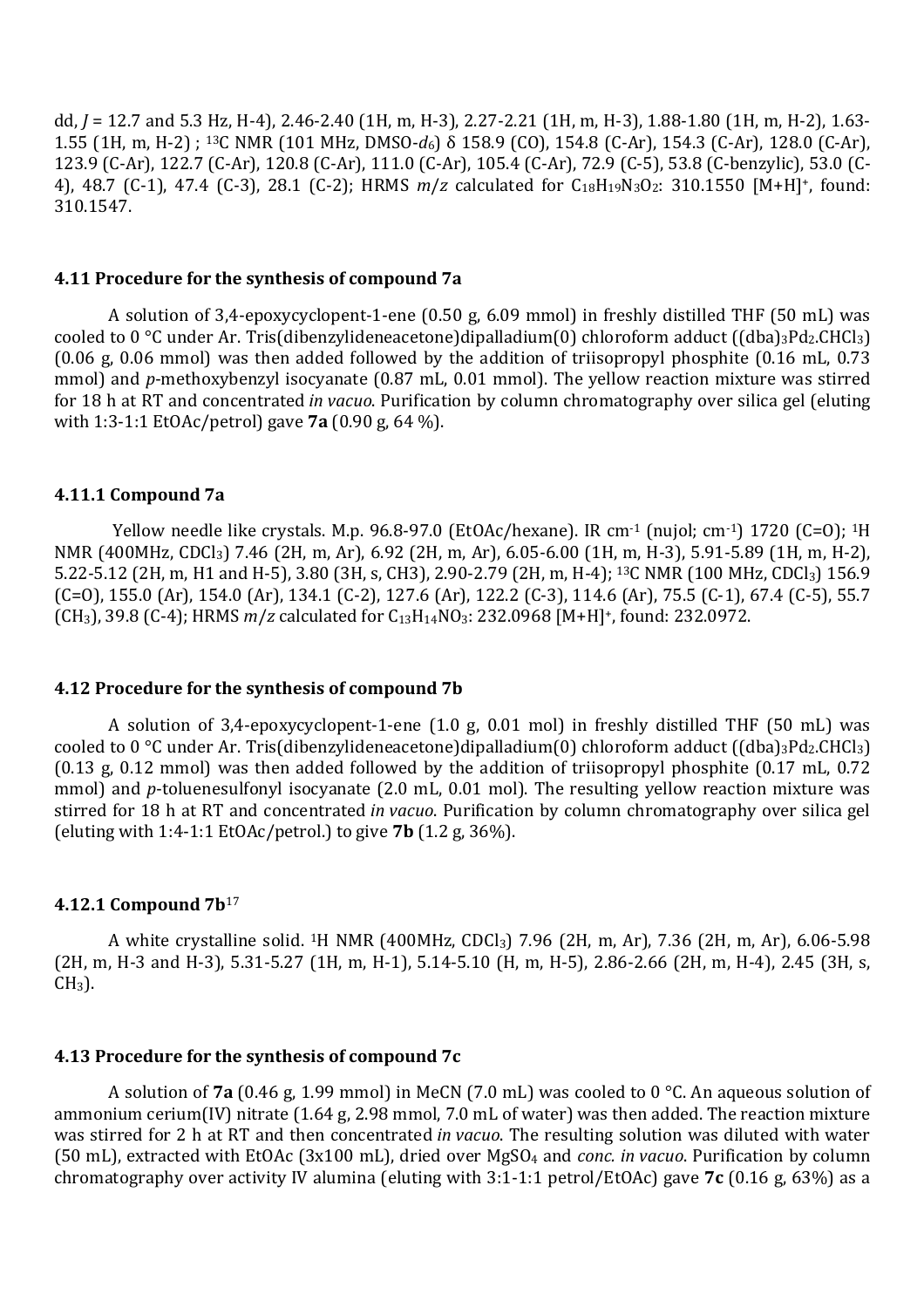dd, $J$ = 12.7 and 5.3 Hz, H-4), 2.46-2.40 (1H, m, H-3), 2.27-2.21 (1H, m, H-3), 1.88-1.80 (1H, m, H-2), 1.63-1.55 (1H, m, H-2) ; $^{13}$C NMR (101 MHz, DMSO-$d_6$) δ 158.9 (CO), 154.8 (C-Ar), 154.3 (C-Ar), 128.0 (C-Ar), 123.9 (C-Ar), 122.7 (C-Ar), 120.8 (C-Ar), 111.0 (C-Ar), 105.4 (C-Ar), 72.9 (C-5), 53.8 (C-benzylic), 53.0 (C-4), 48.7 (C-1), 47.4 (C-3), 28.1 (C-2); HRMS $m/z$ calculated for $C_{18}H_{19}N_3O_2$: 310.1550 [M+H]$^+$, found: 310.1547.

### 4.11 Procedure for the synthesis of compound 7a

A solution of 3,4-epoxycyclopent-1-ene (0.50 g, 6.09 mmol) in freshly distilled THF (50 mL) was cooled to 0 °C under Ar. Tris(dibenzylideneacetone)dipalladium(0) chloroform adduct ((dba)$_3$Pd$_2$.CHCl$_3$) (0.06 g, 0.06 mmol) was then added followed by the addition of triisopropyl phosphite (0.16 mL, 0.73 mmol) and *p*-methoxybenzyl isocyanate (0.87 mL, 0.01 mmol). The yellow reaction mixture was stirred for 18 h at RT and concentrated *in vacuo*. Purification by column chromatography over silica gel (eluting with 1:3-1:1 EtOAc/petrol) gave **7a** (0.90 g, 64 %).

### 4.11.1 Compound 7a

Yellow needle like crystals. M.p. 96.8-97.0 (EtOAc/hexane). IR cm$^{-1}$ (nujol; cm$^{-1}$) 1720 (C=O); $^1$H NMR (400MHz, CDCl$_3$) 7.46 (2H, m, Ar), 6.92 (2H, m, Ar), 6.05-6.00 (1H, m, H-3), 5.91-5.89 (1H, m, H-2), 5.22-5.12 (2H, m, H1 and H-5), 3.80 (3H, s, CH3), 2.90-2.79 (2H, m, H-4); $^{13}$C NMR (100 MHz, CDCl$_3$) 156.9 (C=O), 155.0 (Ar), 154.0 (Ar), 134.1 (C-2), 127.6 (Ar), 122.2 (C-3), 114.6 (Ar), 75.5 (C-1), 67.4 (C-5), 55.7 (CH$_3$), 39.8 (C-4); HRMS $m/z$ calculated for $C_{13}H_{14}NO_3$: 232.0968 [M+H]$^+$, found: 232.0972.

### 4.12 Procedure for the synthesis of compound 7b

A solution of 3,4-epoxycyclopent-1-ene (1.0 g, 0.01 mol) in freshly distilled THF (50 mL) was cooled to 0 °C under Ar. Tris(dibenzylideneacetone)dipalladium(0) chloroform adduct ((dba)$_3$Pd$_2$.CHCl$_3$) (0.13 g, 0.12 mmol) was then added followed by the addition of triisopropyl phosphite (0.17 mL, 0.72 mmol) and *p*-toluenesulfonyl isocyanate (2.0 mL, 0.01 mol). The resulting yellow reaction mixture was stirred for 18 h at RT and concentrated *in vacuo*. Purification by column chromatography over silica gel (eluting with 1:4-1:1 EtOAc/petrol.) to give **7b** (1.2 g, 36%).

### 4.12.1 Compound 7b[17]

A white crystalline solid. $^1$H NMR (400MHz, CDCl$_3$) 7.96 (2H, m, Ar), 7.36 (2H, m, Ar), 6.06-5.98 (2H, m, H-3 and H-3), 5.31-5.27 (1H, m, H-1), 5.14-5.10 (H, m, H-5), 2.86-2.66 (2H, m, H-4), 2.45 (3H, s, CH$_3$).

### 4.13 Procedure for the synthesis of compound 7c

A solution of **7a** (0.46 g, 1.99 mmol) in MeCN (7.0 mL) was cooled to 0 °C. An aqueous solution of ammonium cerium(IV) nitrate (1.64 g, 2.98 mmol, 7.0 mL of water) was then added. The reaction mixture was stirred for 2 h at RT and then concentrated *in vacuo*. The resulting solution was diluted with water (50 mL), extracted with EtOAc (3x100 mL), dried over MgSO$_4$ and *conc. in vacuo*. Purification by column chromatography over activity IV alumina (eluting with 3:1-1:1 petrol/EtOAc) gave **7c** (0.16 g, 63%) as a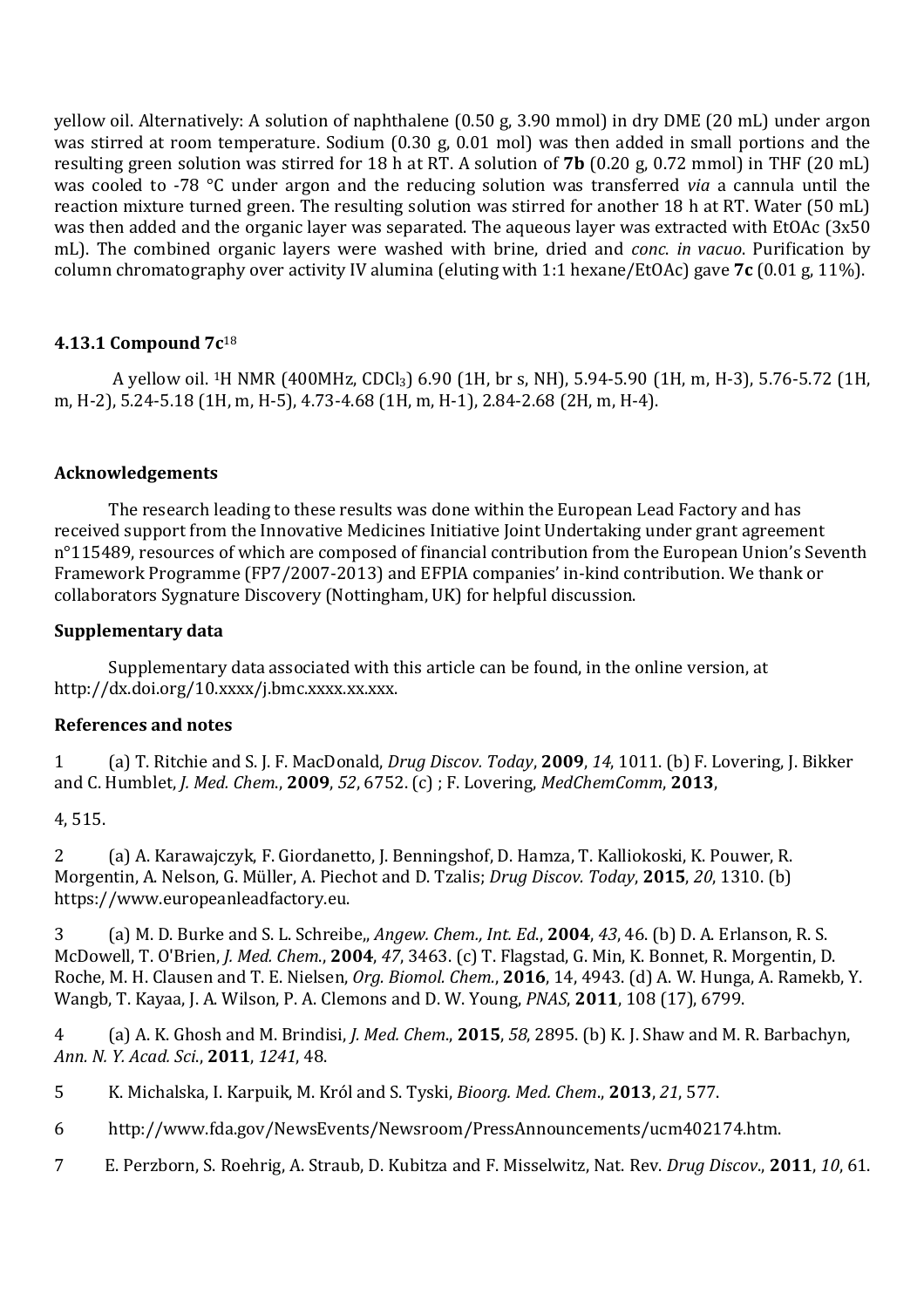yellow oil. Alternatively: A solution of naphthalene (0.50 g, 3.90 mmol) in dry DME (20 mL) under argon was stirred at room temperature. Sodium (0.30 g, 0.01 mol) was then added in small portions and the resulting green solution was stirred for 18 h at RT. A solution of **7b** (0.20 g, 0.72 mmol) in THF (20 mL) was cooled to -78 °C under argon and the reducing solution was transferred *via* a cannula until the reaction mixture turned green. The resulting solution was stirred for another 18 h at RT. Water (50 mL) was then added and the organic layer was separated. The aqueous layer was extracted with EtOAc (3x50 mL). The combined organic layers were washed with brine, dried and *conc. in vacuo*. Purification by column chromatography over activity IV alumina (eluting with 1:1 hexane/EtOAc) gave **7c** (0.01 g, 11%).

### 4.13.1 Compound 7c[18]

A yellow oil. $^{1}$H NMR (400MHz, $CDCl_3$) 6.90 (1H, br s, NH), 5.94-5.90 (1H, m, H-3), 5.76-5.72 (1H, m, H-2), 5.24-5.18 (1H, m, H-5), 4.73-4.68 (1H, m, H-1), 2.84-2.68 (2H, m, H-4).

### Acknowledgements

The research leading to these results was done within the European Lead Factory and has received support from the Innovative Medicines Initiative Joint Undertaking under grant agreement n°115489, resources of which are composed of financial contribution from the European Union's Seventh Framework Programme (FP7/2007-2013) and EFPIA companies' in-kind contribution. We thank or collaborators Sygnature Discovery (Nottingham, UK) for helpful discussion.

### Supplementary data

Supplementary data associated with this article can be found, in the online version, at http://dx.doi.org/10.xxxx/j.bmc.xxxx.xx.xxx.

### References and notes

1 (a) T. Ritchie and S. J. F. MacDonald, *Drug Discov. Today*, **2009**, *14*, 1011. (b) F. Lovering, J. Bikker and C. Humblet, *J. Med. Chem.*, **2009**, *52*, 6752. (c) ; F. Lovering, *MedChemComm*, **2013**,

4, 515.

2 (a) A. Karawajczyk, F. Giordanetto, J. Benningshof, D. Hamza, T. Kalliokoski, K. Pouwer, R. Morgentin, A. Nelson, G. Müller, A. Piechot and D. Tzalis; *Drug Discov. Today*, **2015**, *20*, 1310. (b) https://www.europeanleadfactory.eu.

3 (a) M. D. Burke and S. L. Schreibe,, *Angew. Chem., Int. Ed.*, **2004**, *43*, 46. (b) D. A. Erlanson, R. S. McDowell, T. O'Brien, *J. Med. Chem.*, **2004**, *47*, 3463. (c) T. Flagstad, G. Min, K. Bonnet, R. Morgentin, D. Roche, M. H. Clausen and T. E. Nielsen, *Org. Biomol. Chem.*, **2016**, 14, 4943. (d) A. W. Hunga, A. Ramekb, Y. Wangb, T. Kayaa, J. A. Wilson, P. A. Clemons and D. W. Young, *PNAS*, **2011**, 108 (17), 6799.

4 (a) A. K. Ghosh and M. Brindisi, *J. Med. Chem.*, **2015**, *58*, 2895. (b) K. J. Shaw and M. R. Barbachyn, *Ann. N. Y. Acad. Sci.*, **2011**, *1241*, 48.

5 K. Michalska, I. Karpuik, M. Król and S. Tyski, *Bioorg. Med. Chem.*, **2013**, *21*, 577.

6 http://www.fda.gov/NewsEvents/Newsroom/PressAnnouncements/ucm402174.htm.

7 E. Perzborn, S. Roehrig, A. Straub, D. Kubitza and F. Misselwitz, Nat. Rev. *Drug Discov.*, **2011**, *10*, 61.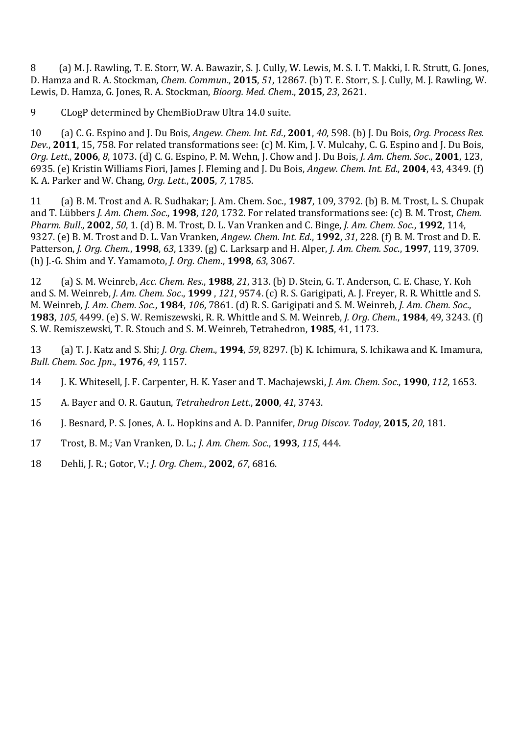8 (a) M. J. Rawling, T. E. Storr, W. A. Bawazir, S. J. Cully, W. Lewis, M. S. I. T. Makki, I. R. Strutt, G. Jones, D. Hamza and R. A. Stockman, *Chem. Commun*., **2015**, *51*, 12867. (b) T. E. Storr, S. J. Cully, M. J. Rawling, W. Lewis, D. Hamza, G. Jones, R. A. Stockman, *Bioorg. Med. Chem*., **2015**, *23*, 2621.

9 CLogP determined by ChemBioDraw Ultra 14.0 suite.

10 (a) C. G. Espino and J. Du Bois, *Angew. Chem. Int. Ed*., **2001**, *40*, 598. (b) J. Du Bois, *Org. Process Res. Dev*., **2011**, 15, 758. For related transformations see: (c) M. Kim, J. V. Mulcahy, C. G. Espino and J. Du Bois, *Org. Lett*., **2006**, *8*, 1073. (d) C. G. Espino, P. M. Wehn, J. Chow and J. Du Bois, *J. Am. Chem. Soc*., **2001**, 123, 6935. (e) Kristin Williams Fiori, James J. Fleming and J. Du Bois, *Angew. Chem. Int. Ed*., **2004**, 43, 4349. (f) K. A. Parker and W. Chang, *Org. Lett*., **2005**, *7*, 1785.

11 (a) B. M. Trost and A. R. Sudhakar; J. Am. Chem. Soc., **1987**, 109, 3792. (b) B. M. Trost, L. S. Chupak and T. Lübbers *J. Am. Chem. Soc*., **1998**, *120*, 1732. For related transformations see: (c) B. M. Trost, *Chem. Pharm. Bull*., **2002**, *50*, 1. (d) B. M. Trost, D. L. Van Vranken and C. Binge, *J. Am. Chem. Soc*., **1992**, 114, 9327. (e) B. M. Trost and D. L. Van Vranken, *Angew. Chem. Int. Ed*., **1992**, *31*, 228. (f) B. M. Trost and D. E. Patterson, *J. Org. Chem*., **1998**, *63*, 1339. (g) C. Larksarp and H. Alper, *J. Am. Chem. Soc*., **1997**, 119, 3709. (h) J.-G. Shim and Y. Yamamoto, *J. Org. Chem*., **1998**, *63*, 3067.

12 (a) S. M. Weinreb, *Acc. Chem. Res*., **1988**, *21*, 313. (b) D. Stein, G. T. Anderson, C. E. Chase, Y. Koh and S. M. Weinreb, *J. Am. Chem. Soc*., **1999** , *121*, 9574. (c) R. S. Garigipati, A. J. Freyer, R. R. Whittle and S. M. Weinreb, *J. Am. Chem. Soc*., **1984**, *106*, 7861. (d) R. S. Garigipati and S. M. Weinreb, *J. Am. Chem. Soc*., **1983**, *105*, 4499. (e) S. W. Remiszewski, R. R. Whittle and S. M. Weinreb, *J. Org. Chem*., **1984**, 49, 3243. (f) S. W. Remiszewski, T. R. Stouch and S. M. Weinreb, Tetrahedron, **1985**, 41, 1173.

13 (a) T. J. Katz and S. Shi; *J. Org. Chem*., **1994**, *59*, 8297. (b) K. Ichimura, S. Ichikawa and K. Imamura, *Bull. Chem. Soc. Jpn*., **1976**, *49*, 1157.

14 J. K. Whitesell, J. F. Carpenter, H. K. Yaser and T. Machajewski, *J. Am. Chem. Soc*., **1990**, *112*, 1653.

15 A. Bayer and O. R. Gautun, *Tetrahedron Lett*., **2000**, *41*, 3743.

16 J. Besnard, P. S. Jones, A. L. Hopkins and A. D. Pannifer, *Drug Discov. Today*, **2015**, *20*, 181.

17 Trost, B. M.; Van Vranken, D. L.; *J. Am. Chem. Soc.*, **1993**, *115*, 444.

18 Dehli, J. R.; Gotor, V.; *J. Org. Chem*., **2002**, *67*, 6816.